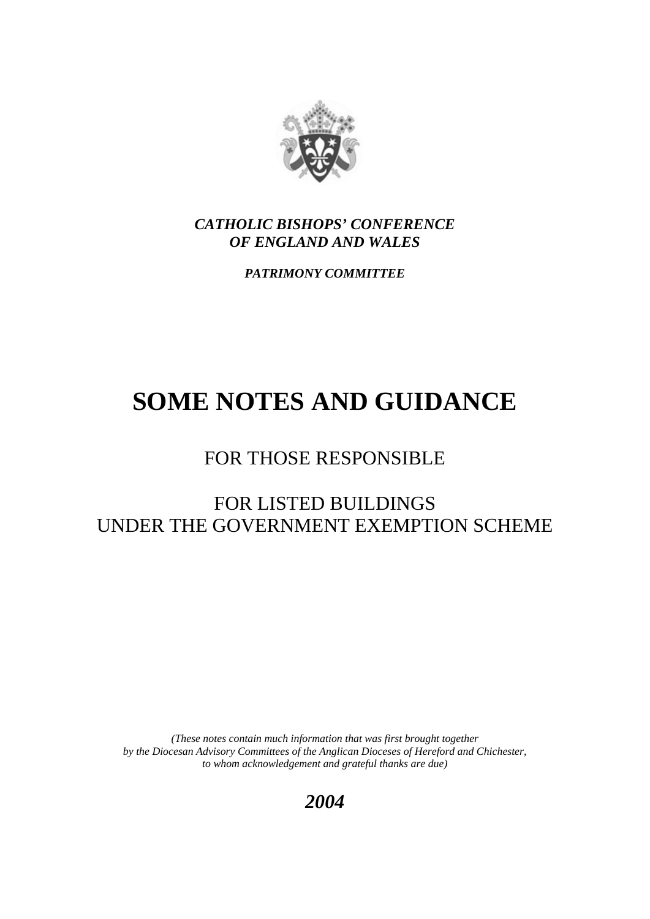***CATHOLIC BISHOPS' CONFERENCE OF ENGLAND AND WALES***

***PATRIMONY COMMITTEE***

# SOME NOTES AND GUIDANCE

## FOR THOSE RESPONSIBLE

## FOR LISTED BUILDINGS UNDER THE GOVERNMENT EXEMPTION SCHEME

*(These notes contain much information that was first brought together by the Diocesan Advisory Committees of the Anglican Dioceses of Hereford and Chichester, to whom acknowledgement and grateful thanks are due)*

***2004***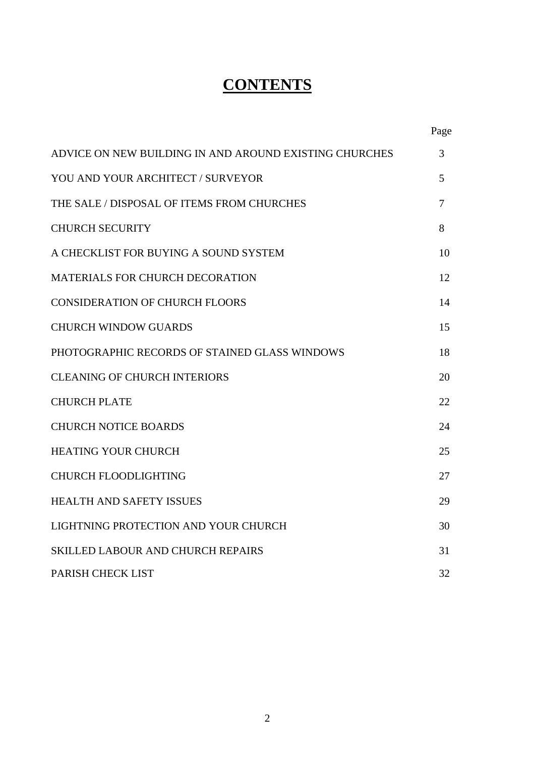# CONTENTS

| | Page |
|---|---|
| ADVICE ON NEW BUILDING IN AND AROUND EXISTING CHURCHES | 3 |
| YOU AND YOUR ARCHITECT / SURVEYOR | 5 |
| THE SALE / DISPOSAL OF ITEMS FROM CHURCHES | 7 |
| CHURCH SECURITY | 8 |
| A CHECKLIST FOR BUYING A SOUND SYSTEM | 10 |
| MATERIALS FOR CHURCH DECORATION | 12 |
| CONSIDERATION OF CHURCH FLOORS | 14 |
| CHURCH WINDOW GUARDS | 15 |
| PHOTOGRAPHIC RECORDS OF STAINED GLASS WINDOWS | 18 |
| CLEANING OF CHURCH INTERIORS | 20 |
| CHURCH PLATE | 22 |
| CHURCH NOTICE BOARDS | 24 |
| HEATING YOUR CHURCH | 25 |
| CHURCH FLOODLIGHTING | 27 |
| HEALTH AND SAFETY ISSUES | 29 |
| LIGHTNING PROTECTION AND YOUR CHURCH | 30 |
| SKILLED LABOUR AND CHURCH REPAIRS | 31 |
| PARISH CHECK LIST | 32 |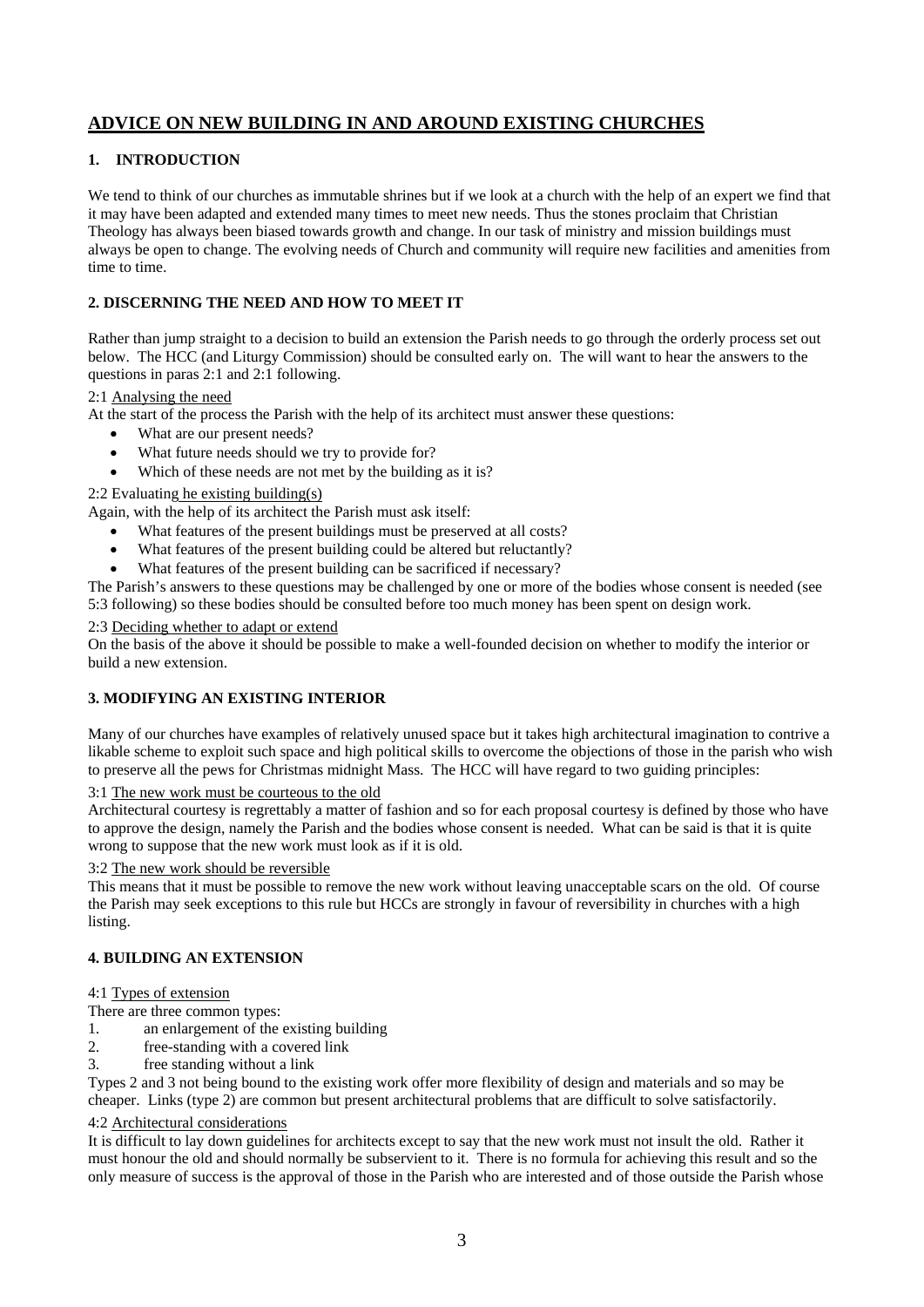## ADVICE ON NEW BUILDING IN AND AROUND EXISTING CHURCHES

### 1. INTRODUCTION

We tend to think of our churches as immutable shrines but if we look at a church with the help of an expert we find that it may have been adapted and extended many times to meet new needs. Thus the stones proclaim that Christian Theology has always been biased towards growth and change. In our task of ministry and mission buildings must always be open to change. The evolving needs of Church and community will require new facilities and amenities from time to time.

### 2. DISCERNING THE NEED AND HOW TO MEET IT

Rather than jump straight to a decision to build an extension the Parish needs to go through the orderly process set out below. The HCC (and Liturgy Commission) should be consulted early on. The will want to hear the answers to the questions in paras 2:1 and 2:1 following.

2:1 <u>Analysing the need</u>

At the start of the process the Parish with the help of its architect must answer these questions:

- What are our present needs?
- What future needs should we try to provide for?
- Which of these needs are not met by the building as it is?

2:2 Evaluating <u>he existing building(s)</u>

Again, with the help of its architect the Parish must ask itself:

- What features of the present buildings must be preserved at all costs?
- What features of the present building could be altered but reluctantly?
- What features of the present building can be sacrificed if necessary?

The Parish's answers to these questions may be challenged by one or more of the bodies whose consent is needed (see 5:3 following) so these bodies should be consulted before too much money has been spent on design work.

2:3 <u>Deciding whether to adapt or extend</u>

On the basis of the above it should be possible to make a well-founded decision on whether to modify the interior or build a new extension.

### 3. MODIFYING AN EXISTING INTERIOR

Many of our churches have examples of relatively unused space but it takes high architectural imagination to contrive a likable scheme to exploit such space and high political skills to overcome the objections of those in the parish who wish to preserve all the pews for Christmas midnight Mass. The HCC will have regard to two guiding principles:

3:1 <u>The new work must be courteous to the old</u>

Architectural courtesy is regrettably a matter of fashion and so for each proposal courtesy is defined by those who have to approve the design, namely the Parish and the bodies whose consent is needed. What can be said is that it is quite wrong to suppose that the new work must look as if it is old.

3:2 <u>The new work should be reversible</u>

This means that it must be possible to remove the new work without leaving unacceptable scars on the old. Of course the Parish may seek exceptions to this rule but HCCs are strongly in favour of reversibility in churches with a high listing.

### 4. BUILDING AN EXTENSION

4:1 <u>Types of extension</u>

There are three common types:

1. an enlargement of the existing building
2. free-standing with a covered link
3. free standing without a link

Types 2 and 3 not being bound to the existing work offer more flexibility of design and materials and so may be cheaper. Links (type 2) are common but present architectural problems that are difficult to solve satisfactorily.

4:2 <u>Architectural considerations</u>

It is difficult to lay down guidelines for architects except to say that the new work must not insult the old. Rather it must honour the old and should normally be subservient to it. There is no formula for achieving this result and so the only measure of success is the approval of those in the Parish who are interested and of those outside the Parish whose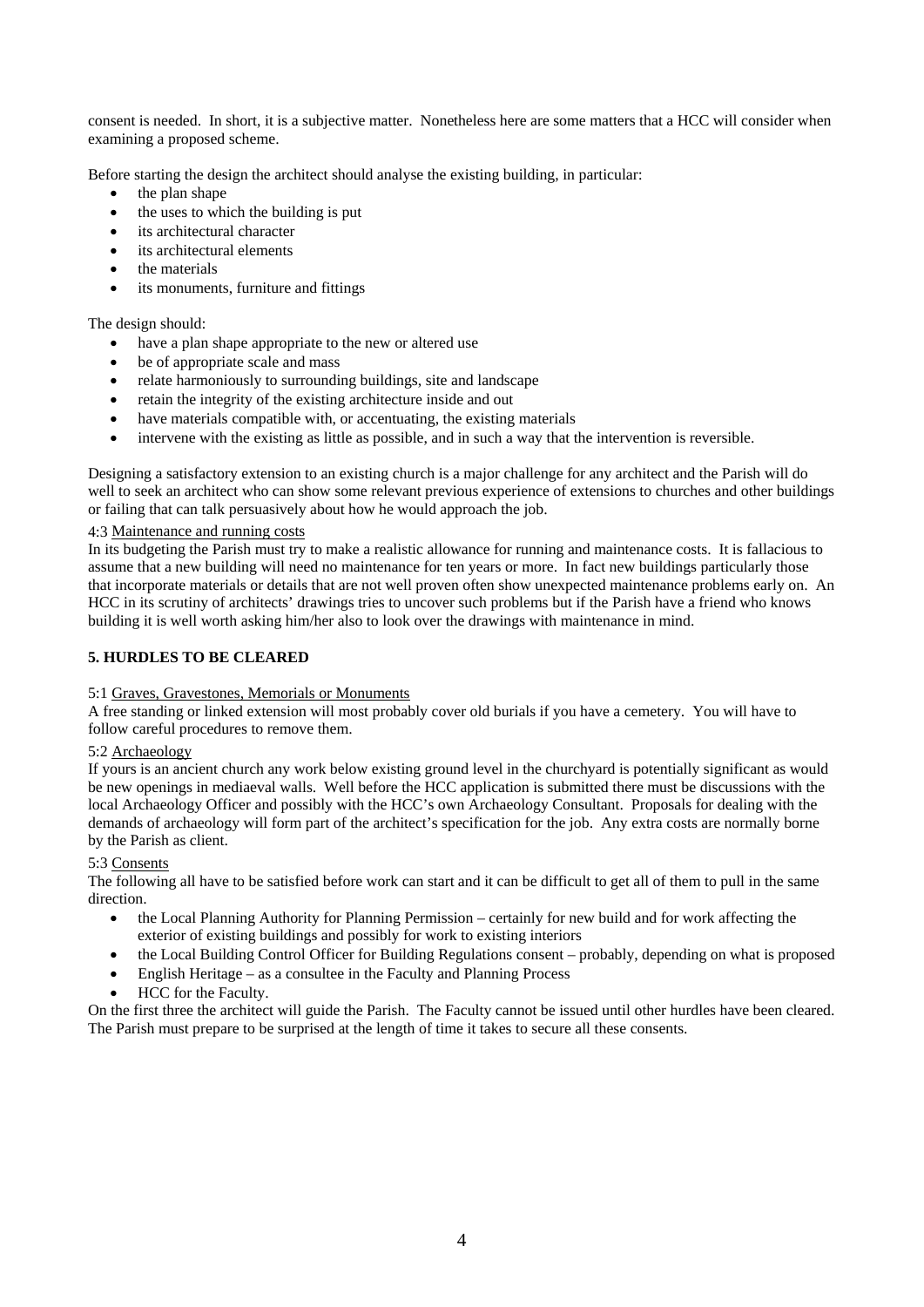consent is needed. In short, it is a subjective matter. Nonetheless here are some matters that a HCC will consider when examining a proposed scheme.

Before starting the design the architect should analyse the existing building, in particular:

- the plan shape
- the uses to which the building is put
- its architectural character
- its architectural elements
- the materials
- its monuments, furniture and fittings

The design should:

- have a plan shape appropriate to the new or altered use
- be of appropriate scale and mass
- relate harmoniously to surrounding buildings, site and landscape
- retain the integrity of the existing architecture inside and out
- have materials compatible with, or accentuating, the existing materials
- intervene with the existing as little as possible, and in such a way that the intervention is reversible.

Designing a satisfactory extension to an existing church is a major challenge for any architect and the Parish will do well to seek an architect who can show some relevant previous experience of extensions to churches and other buildings or failing that can talk persuasively about how he would approach the job.

4:3 Maintenance and running costs

In its budgeting the Parish must try to make a realistic allowance for running and maintenance costs. It is fallacious to assume that a new building will need no maintenance for ten years or more. In fact new buildings particularly those that incorporate materials or details that are not well proven often show unexpected maintenance problems early on. An HCC in its scrutiny of architects' drawings tries to uncover such problems but if the Parish have a friend who knows building it is well worth asking him/her also to look over the drawings with maintenance in mind.

## 5. HURDLES TO BE CLEARED

5:1 Graves, Gravestones, Memorials or Monuments

A free standing or linked extension will most probably cover old burials if you have a cemetery. You will have to follow careful procedures to remove them.

5:2 Archaeology

If yours is an ancient church any work below existing ground level in the churchyard is potentially significant as would be new openings in mediaeval walls. Well before the HCC application is submitted there must be discussions with the local Archaeology Officer and possibly with the HCC's own Archaeology Consultant. Proposals for dealing with the demands of archaeology will form part of the architect's specification for the job. Any extra costs are normally borne by the Parish as client.

5:3 Consents

The following all have to be satisfied before work can start and it can be difficult to get all of them to pull in the same direction.

- the Local Planning Authority for Planning Permission – certainly for new build and for work affecting the exterior of existing buildings and possibly for work to existing interiors
- the Local Building Control Officer for Building Regulations consent – probably, depending on what is proposed
- English Heritage – as a consultee in the Faculty and Planning Process
- HCC for the Faculty.

On the first three the architect will guide the Parish. The Faculty cannot be issued until other hurdles have been cleared. The Parish must prepare to be surprised at the length of time it takes to secure all these consents.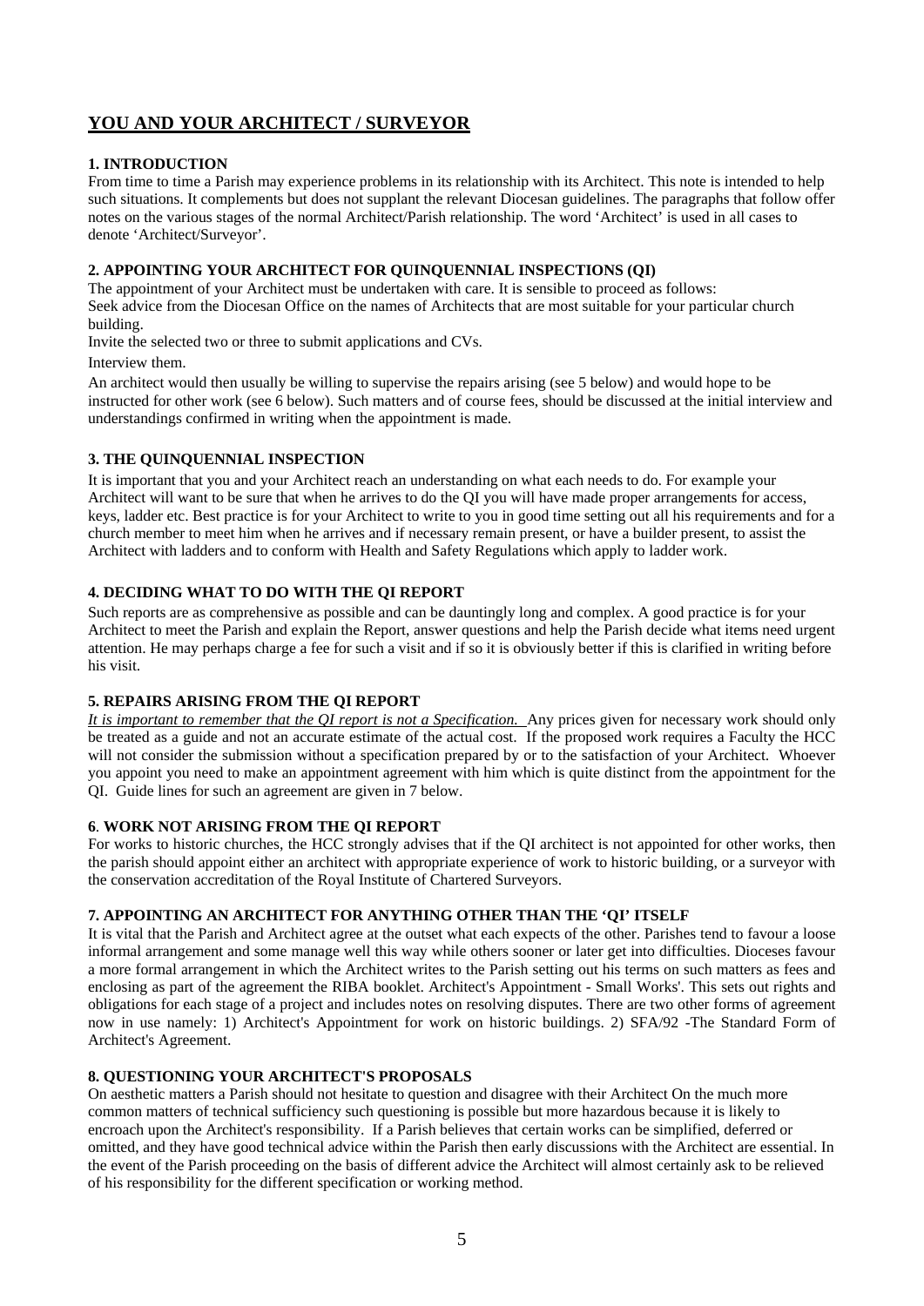# YOU AND YOUR ARCHITECT / SURVEYOR

## 1. INTRODUCTION

From time to time a Parish may experience problems in its relationship with its Architect. This note is intended to help such situations. It complements but does not supplant the relevant Diocesan guidelines. The paragraphs that follow offer notes on the various stages of the normal Architect/Parish relationship. The word 'Architect' is used in all cases to denote 'Architect/Surveyor'.

## 2. APPOINTING YOUR ARCHITECT FOR QUINQUENNIAL INSPECTIONS (QI)

The appointment of your Architect must be undertaken with care. It is sensible to proceed as follows:

Seek advice from the Diocesan Office on the names of Architects that are most suitable for your particular church building.

Invite the selected two or three to submit applications and CVs.

Interview them.

An architect would then usually be willing to supervise the repairs arising (see 5 below) and would hope to be instructed for other work (see 6 below). Such matters and of course fees, should be discussed at the initial interview and understandings confirmed in writing when the appointment is made.

## 3. THE QUINQUENNIAL INSPECTION

It is important that you and your Architect reach an understanding on what each needs to do. For example your Architect will want to be sure that when he arrives to do the QI you will have made proper arrangements for access, keys, ladder etc. Best practice is for your Architect to write to you in good time setting out all his requirements and for a church member to meet him when he arrives and if necessary remain present, or have a builder present, to assist the Architect with ladders and to conform with Health and Safety Regulations which apply to ladder work.

## 4. DECIDING WHAT TO DO WITH THE QI REPORT

Such reports are as comprehensive as possible and can be dauntingly long and complex. A good practice is for your Architect to meet the Parish and explain the Report, answer questions and help the Parish decide what items need urgent attention. He may perhaps charge a fee for such a visit and if so it is obviously better if this is clarified in writing before his visit.

## 5. REPAIRS ARISING FROM THE QI REPORT

*It is important to remember that the QI report is not a Specification.* Any prices given for necessary work should only be treated as a guide and not an accurate estimate of the actual cost. If the proposed work requires a Faculty the HCC will not consider the submission without a specification prepared by or to the satisfaction of your Architect. Whoever you appoint you need to make an appointment agreement with him which is quite distinct from the appointment for the QI. Guide lines for such an agreement are given in 7 below.

## 6. WORK NOT ARISING FROM THE QI REPORT

For works to historic churches, the HCC strongly advises that if the QI architect is not appointed for other works, then the parish should appoint either an architect with appropriate experience of work to historic building, or a surveyor with the conservation accreditation of the Royal Institute of Chartered Surveyors.

## 7. APPOINTING AN ARCHITECT FOR ANYTHING OTHER THAN THE 'QI' ITSELF

It is vital that the Parish and Architect agree at the outset what each expects of the other. Parishes tend to favour a loose informal arrangement and some manage well this way while others sooner or later get into difficulties. Dioceses favour a more formal arrangement in which the Architect writes to the Parish setting out his terms on such matters as fees and enclosing as part of the agreement the RIBA booklet. Architect's Appointment - Small Works'. This sets out rights and obligations for each stage of a project and includes notes on resolving disputes. There are two other forms of agreement now in use namely: 1) Architect's Appointment for work on historic buildings. 2) SFA/92 -The Standard Form of Architect's Agreement.

## 8. QUESTIONING YOUR ARCHITECT'S PROPOSALS

On aesthetic matters a Parish should not hesitate to question and disagree with their Architect On the much more common matters of technical sufficiency such questioning is possible but more hazardous because it is likely to encroach upon the Architect's responsibility. If a Parish believes that certain works can be simplified, deferred or omitted, and they have good technical advice within the Parish then early discussions with the Architect are essential. In the event of the Parish proceeding on the basis of different advice the Architect will almost certainly ask to be relieved of his responsibility for the different specification or working method.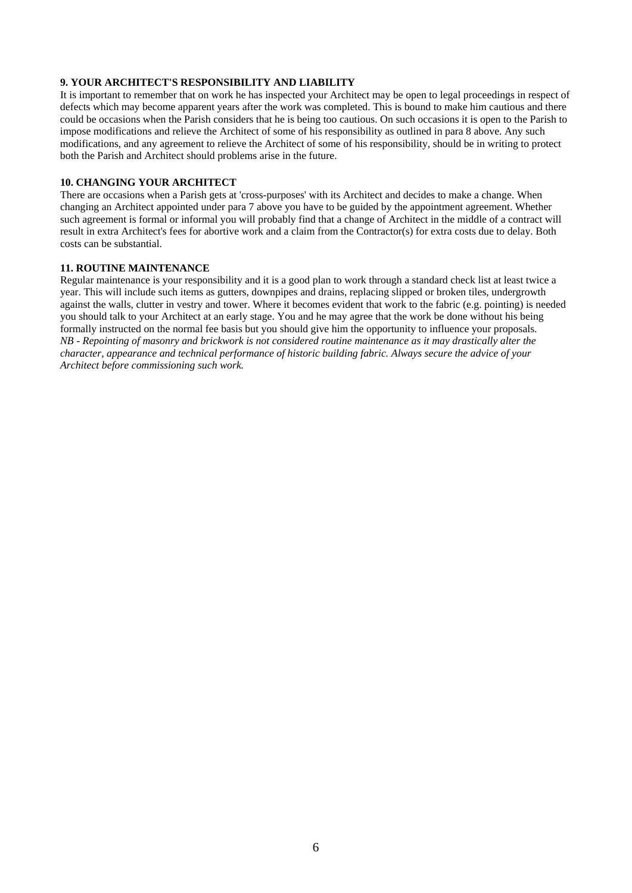**9. YOUR ARCHITECT'S RESPONSIBILITY AND LIABILITY**

It is important to remember that on work he has inspected your Architect may be open to legal proceedings in respect of defects which may become apparent years after the work was completed. This is bound to make him cautious and there could be occasions when the Parish considers that he is being too cautious. On such occasions it is open to the Parish to impose modifications and relieve the Architect of some of his responsibility as outlined in para 8 above. Any such modifications, and any agreement to relieve the Architect of some of his responsibility, should be in writing to protect both the Parish and Architect should problems arise in the future.

**10. CHANGING YOUR ARCHITECT**

There are occasions when a Parish gets at 'cross-purposes' with its Architect and decides to make a change. When changing an Architect appointed under para 7 above you have to be guided by the appointment agreement. Whether such agreement is formal or informal you will probably find that a change of Architect in the middle of a contract will result in extra Architect's fees for abortive work and a claim from the Contractor(s) for extra costs due to delay. Both costs can be substantial.

**11. ROUTINE MAINTENANCE**

Regular maintenance is your responsibility and it is a good plan to work through a standard check list at least twice a year. This will include such items as gutters, downpipes and drains, replacing slipped or broken tiles, undergrowth against the walls, clutter in vestry and tower. Where it becomes evident that work to the fabric (e.g. pointing) is needed you should talk to your Architect at an early stage. You and he may agree that the work be done without his being formally instructed on the normal fee basis but you should give him the opportunity to influence your proposals.
*NB - Repointing of masonry and brickwork is not considered routine maintenance as it may drastically alter the character, appearance and technical performance of historic building fabric. Always secure the advice of your Architect before commissioning such work.*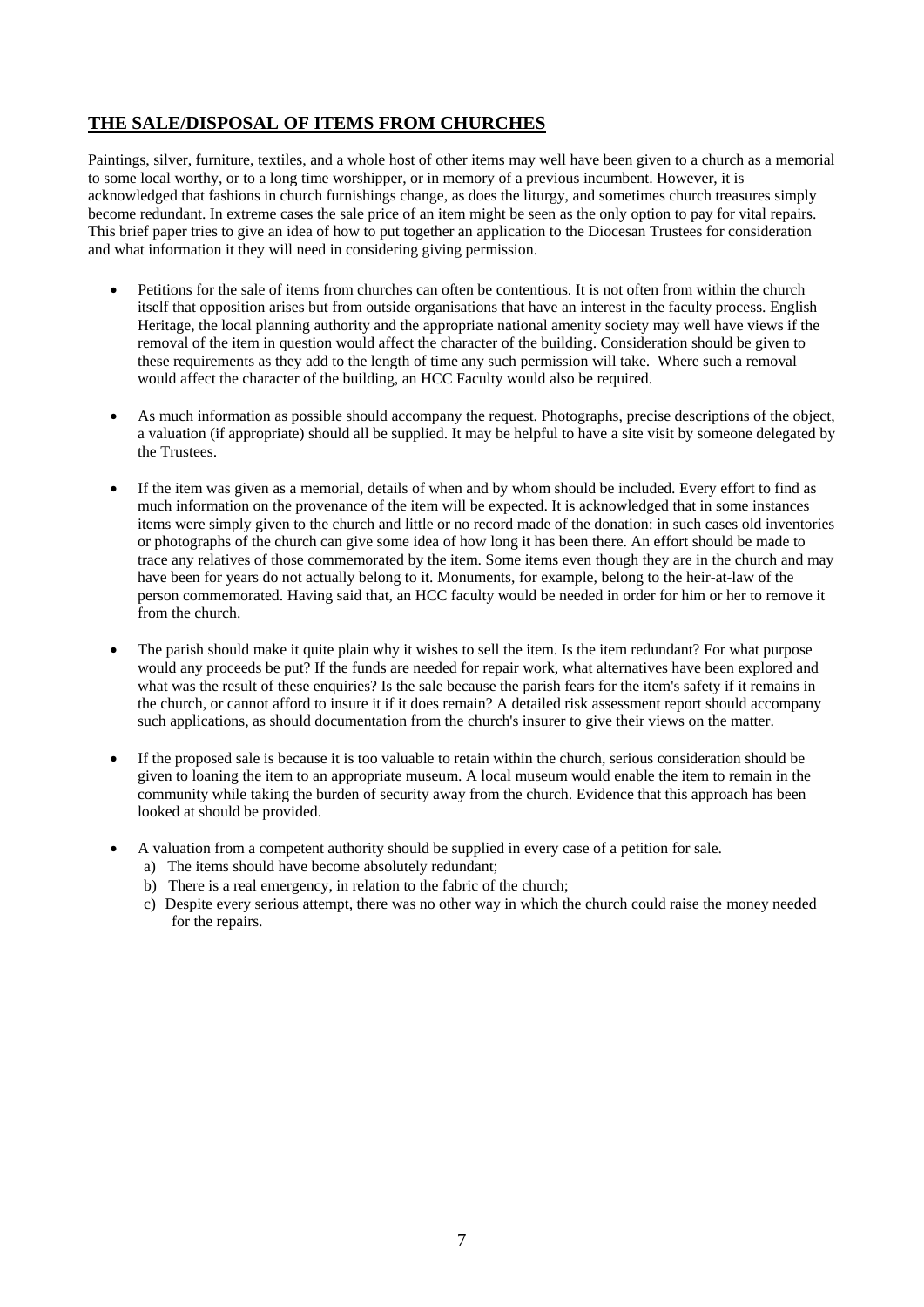## THE SALE/DISPOSAL OF ITEMS FROM CHURCHES

Paintings, silver, furniture, textiles, and a whole host of other items may well have been given to a church as a memorial to some local worthy, or to a long time worshipper, or in memory of a previous incumbent. However, it is acknowledged that fashions in church furnishings change, as does the liturgy, and sometimes church treasures simply become redundant. In extreme cases the sale price of an item might be seen as the only option to pay for vital repairs. This brief paper tries to give an idea of how to put together an application to the Diocesan Trustees for consideration and what information it they will need in considering giving permission.

- Petitions for the sale of items from churches can often be contentious. It is not often from within the church itself that opposition arises but from outside organisations that have an interest in the faculty process. English Heritage, the local planning authority and the appropriate national amenity society may well have views if the removal of the item in question would affect the character of the building. Consideration should be given to these requirements as they add to the length of time any such permission will take. Where such a removal would affect the character of the building, an HCC Faculty would also be required.

- As much information as possible should accompany the request. Photographs, precise descriptions of the object, a valuation (if appropriate) should all be supplied. It may be helpful to have a site visit by someone delegated by the Trustees.

- If the item was given as a memorial, details of when and by whom should be included. Every effort to find as much information on the provenance of the item will be expected. It is acknowledged that in some instances items were simply given to the church and little or no record made of the donation: in such cases old inventories or photographs of the church can give some idea of how long it has been there. An effort should be made to trace any relatives of those commemorated by the item. Some items even though they are in the church and may have been for years do not actually belong to it. Monuments, for example, belong to the heir-at-law of the person commemorated. Having said that, an HCC faculty would be needed in order for him or her to remove it from the church.

- The parish should make it quite plain why it wishes to sell the item. Is the item redundant? For what purpose would any proceeds be put? If the funds are needed for repair work, what alternatives have been explored and what was the result of these enquiries? Is the sale because the parish fears for the item's safety if it remains in the church, or cannot afford to insure it if it does remain? A detailed risk assessment report should accompany such applications, as should documentation from the church's insurer to give their views on the matter.

- If the proposed sale is because it is too valuable to retain within the church, serious consideration should be given to loaning the item to an appropriate museum. A local museum would enable the item to remain in the community while taking the burden of security away from the church. Evidence that this approach has been looked at should be provided.

- A valuation from a competent authority should be supplied in every case of a petition for sale.
  a) The items should have become absolutely redundant;
  b) There is a real emergency, in relation to the fabric of the church;
  c) Despite every serious attempt, there was no other way in which the church could raise the money needed for the repairs.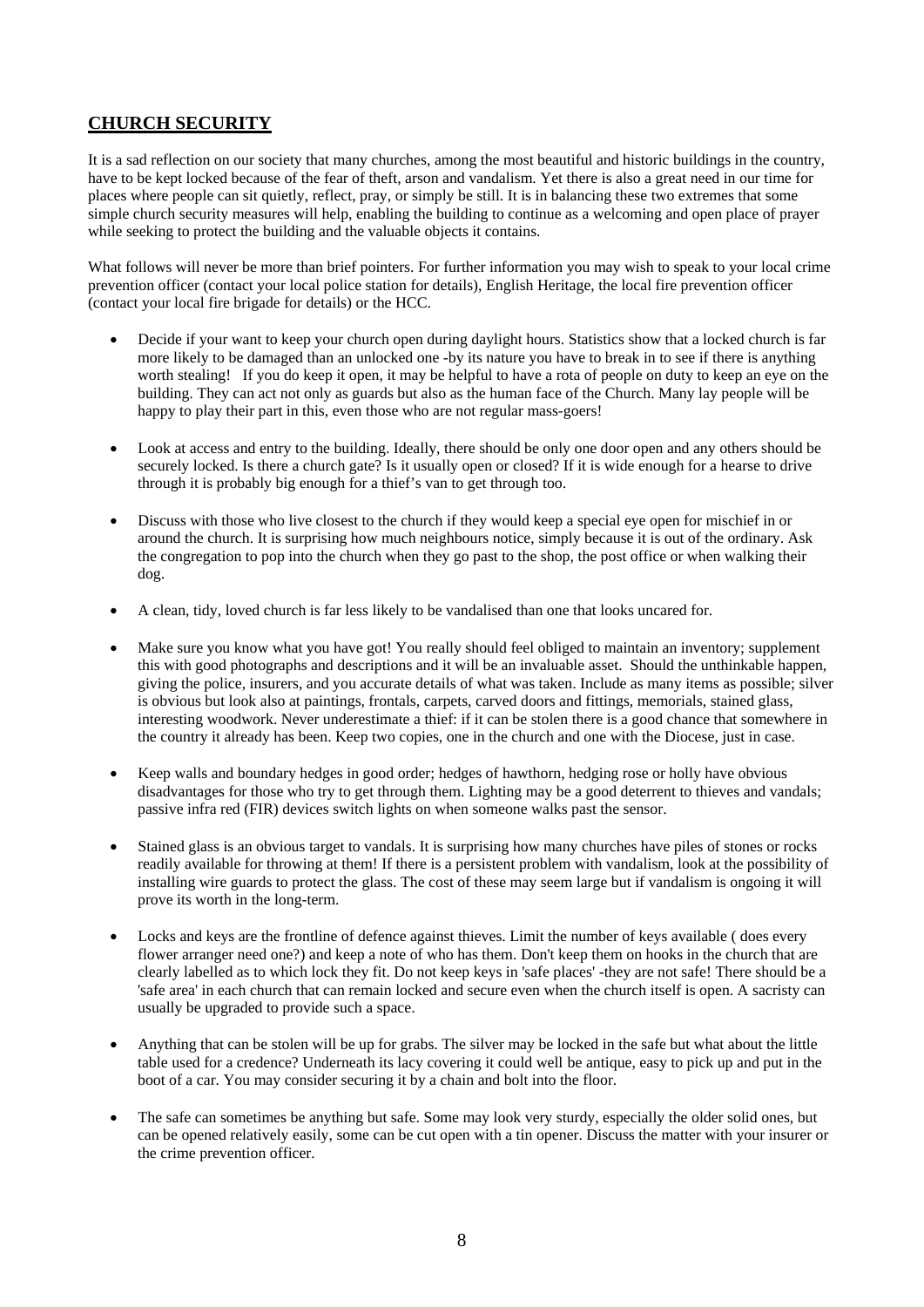## CHURCH SECURITY

It is a sad reflection on our society that many churches, among the most beautiful and historic buildings in the country, have to be kept locked because of the fear of theft, arson and vandalism. Yet there is also a great need in our time for places where people can sit quietly, reflect, pray, or simply be still. It is in balancing these two extremes that some simple church security measures will help, enabling the building to continue as a welcoming and open place of prayer while seeking to protect the building and the valuable objects it contains.

What follows will never be more than brief pointers. For further information you may wish to speak to your local crime prevention officer (contact your local police station for details), English Heritage, the local fire prevention officer (contact your local fire brigade for details) or the HCC.

- Decide if your want to keep your church open during daylight hours. Statistics show that a locked church is far more likely to be damaged than an unlocked one -by its nature you have to break in to see if there is anything worth stealing! If you do keep it open, it may be helpful to have a rota of people on duty to keep an eye on the building. They can act not only as guards but also as the human face of the Church. Many lay people will be happy to play their part in this, even those who are not regular mass-goers!

- Look at access and entry to the building. Ideally, there should be only one door open and any others should be securely locked. Is there a church gate? Is it usually open or closed? If it is wide enough for a hearse to drive through it is probably big enough for a thief's van to get through too.

- Discuss with those who live closest to the church if they would keep a special eye open for mischief in or around the church. It is surprising how much neighbours notice, simply because it is out of the ordinary. Ask the congregation to pop into the church when they go past to the shop, the post office or when walking their dog.

- A clean, tidy, loved church is far less likely to be vandalised than one that looks uncared for.

- Make sure you know what you have got! You really should feel obliged to maintain an inventory; supplement this with good photographs and descriptions and it will be an invaluable asset. Should the unthinkable happen, giving the police, insurers, and you accurate details of what was taken. Include as many items as possible; silver is obvious but look also at paintings, frontals, carpets, carved doors and fittings, memorials, stained glass, interesting woodwork. Never underestimate a thief: if it can be stolen there is a good chance that somewhere in the country it already has been. Keep two copies, one in the church and one with the Diocese, just in case.

- Keep walls and boundary hedges in good order; hedges of hawthorn, hedging rose or holly have obvious disadvantages for those who try to get through them. Lighting may be a good deterrent to thieves and vandals; passive infra red (FIR) devices switch lights on when someone walks past the sensor.

- Stained glass is an obvious target to vandals. It is surprising how many churches have piles of stones or rocks readily available for throwing at them! If there is a persistent problem with vandalism, look at the possibility of installing wire guards to protect the glass. The cost of these may seem large but if vandalism is ongoing it will prove its worth in the long-term.

- Locks and keys are the frontline of defence against thieves. Limit the number of keys available ( does every flower arranger need one?) and keep a note of who has them. Don't keep them on hooks in the church that are clearly labelled as to which lock they fit. Do not keep keys in 'safe places' -they are not safe! There should be a 'safe area' in each church that can remain locked and secure even when the church itself is open. A sacristy can usually be upgraded to provide such a space.

- Anything that can be stolen will be up for grabs. The silver may be locked in the safe but what about the little table used for a credence? Underneath its lacy covering it could well be antique, easy to pick up and put in the boot of a car. You may consider securing it by a chain and bolt into the floor.

- The safe can sometimes be anything but safe. Some may look very sturdy, especially the older solid ones, but can be opened relatively easily, some can be cut open with a tin opener. Discuss the matter with your insurer or the crime prevention officer.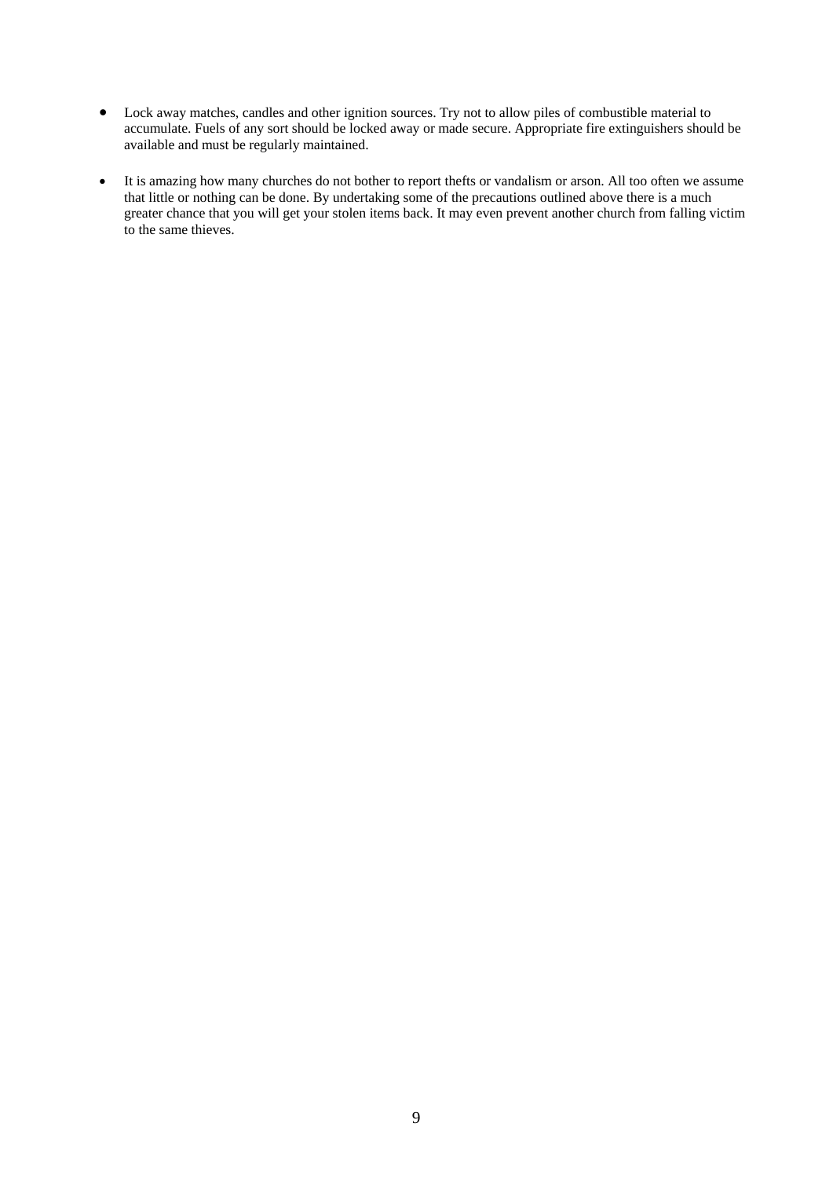- Lock away matches, candles and other ignition sources. Try not to allow piles of combustible material to accumulate. Fuels of any sort should be locked away or made secure. Appropriate fire extinguishers should be available and must be regularly maintained.

- It is amazing how many churches do not bother to report thefts or vandalism or arson. All too often we assume that little or nothing can be done. By undertaking some of the precautions outlined above there is a much greater chance that you will get your stolen items back. It may even prevent another church from falling victim to the same thieves.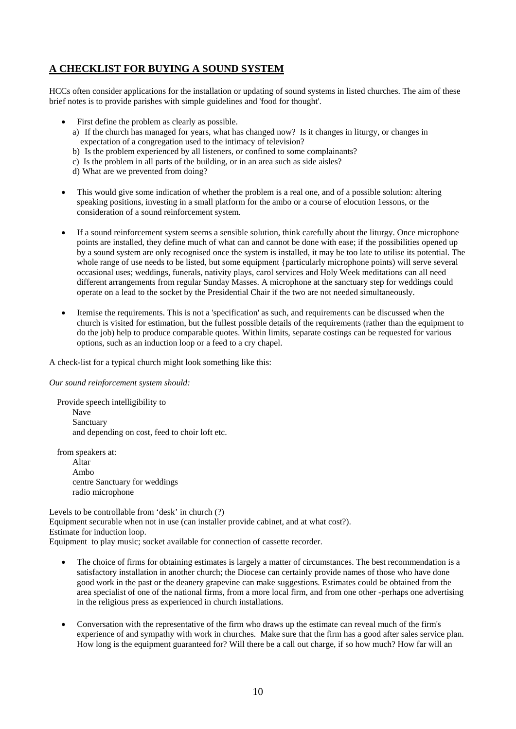## A CHECKLIST FOR BUYING A SOUND SYSTEM

HCCs often consider applications for the installation or updating of sound systems in listed churches. The aim of these brief notes is to provide parishes with simple guidelines and 'food for thought'.

- First define the problem as clearly as possible.
  - a) If the church has managed for years, what has changed now? Is it changes in liturgy, or changes in expectation of a congregation used to the intimacy of television?
  - b) Is the problem experienced by all listeners, or confined to some complainants?
  - c) Is the problem in all parts of the building, or in an area such as side aisles?
  - d) What are we prevented from doing?

- This would give some indication of whether the problem is a real one, and of a possible solution: altering speaking positions, investing in a small platform for the ambo or a course of elocution 1essons, or the consideration of a sound reinforcement system.

- If a sound reinforcement system seems a sensible solution, think carefully about the liturgy. Once microphone points are installed, they define much of what can and cannot be done with ease; if the possibilities opened up by a sound system are only recognised once the system is installed, it may be too late to utilise its potential. The whole range of use needs to be listed, but some equipment {particularly microphone points) will serve several occasional uses; weddings, funerals, nativity plays, carol services and Holy Week meditations can all need different arrangements from regular Sunday Masses. A microphone at the sanctuary step for weddings could operate on a lead to the socket by the Presidential Chair if the two are not needed simultaneously.

- Itemise the requirements. This is not a 'specification' as such, and requirements can be discussed when the church is visited for estimation, but the fullest possible details of the requirements (rather than the equipment to do the job) help to produce comparable quotes. Within limits, separate costings can be requested for various options, such as an induction loop or a feed to a cry chapel.

A check-list for a typical church might look something like this:

*Our sound reinforcement system should:*

Provide speech intelligibility to
- Nave
- Sanctuary
- and depending on cost, feed to choir loft etc.

from speakers at:
- Altar
- Ambo
- centre Sanctuary for weddings
- radio microphone

Levels to be controllable from 'desk' in church (?)
Equipment securable when not in use (can installer provide cabinet, and at what cost?).
Estimate for induction loop.
Equipment to play music; socket available for connection of cassette recorder.

- The choice of firms for obtaining estimates is largely a matter of circumstances. The best recommendation is a satisfactory installation in another church; the Diocese can certainly provide names of those who have done good work in the past or the deanery grapevine can make suggestions. Estimates could be obtained from the area specialist of one of the national firms, from a more local firm, and from one other -perhaps one advertising in the religious press as experienced in church installations.

- Conversation with the representative of the firm who draws up the estimate can reveal much of the firm's experience of and sympathy with work in churches. Make sure that the firm has a good after sales service plan. How long is the equipment guaranteed for? Will there be a call out charge, if so how much? How far will an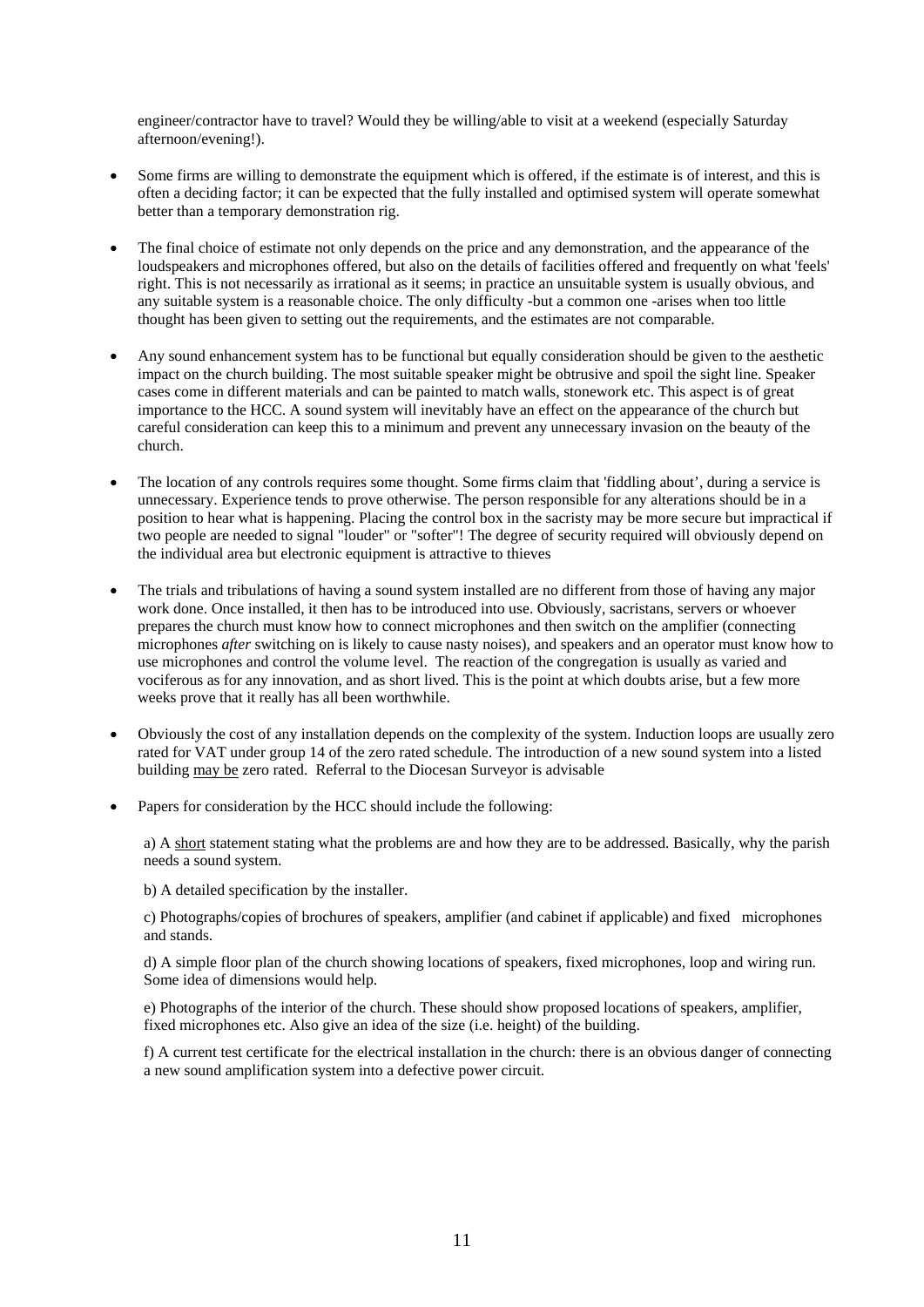engineer/contractor have to travel? Would they be willing/able to visit at a weekend (especially Saturday afternoon/evening!).

- Some firms are willing to demonstrate the equipment which is offered, if the estimate is of interest, and this is often a deciding factor; it can be expected that the fully installed and optimised system will operate somewhat better than a temporary demonstration rig.

- The final choice of estimate not only depends on the price and any demonstration, and the appearance of the loudspeakers and microphones offered, but also on the details of facilities offered and frequently on what 'feels' right. This is not necessarily as irrational as it seems; in practice an unsuitable system is usually obvious, and any suitable system is a reasonable choice. The only difficulty -but a common one -arises when too little thought has been given to setting out the requirements, and the estimates are not comparable.

- Any sound enhancement system has to be functional but equally consideration should be given to the aesthetic impact on the church building. The most suitable speaker might be obtrusive and spoil the sight line. Speaker cases come in different materials and can be painted to match walls, stonework etc. This aspect is of great importance to the HCC. A sound system will inevitably have an effect on the appearance of the church but careful consideration can keep this to a minimum and prevent any unnecessary invasion on the beauty of the church.

- The location of any controls requires some thought. Some firms claim that 'fiddling about', during a service is unnecessary. Experience tends to prove otherwise. The person responsible for any alterations should be in a position to hear what is happening. Placing the control box in the sacristy may be more secure but impractical if two people are needed to signal "louder" or "softer"! The degree of security required will obviously depend on the individual area but electronic equipment is attractive to thieves

- The trials and tribulations of having a sound system installed are no different from those of having any major work done. Once installed, it then has to be introduced into use. Obviously, sacristans, servers or whoever prepares the church must know how to connect microphones and then switch on the amplifier (connecting microphones *after* switching on is likely to cause nasty noises), and speakers and an operator must know how to use microphones and control the volume level. The reaction of the congregation is usually as varied and vociferous as for any innovation, and as short lived. This is the point at which doubts arise, but a few more weeks prove that it really has all been worthwhile.

- Obviously the cost of any installation depends on the complexity of the system. Induction loops are usually zero rated for VAT under group 14 of the zero rated schedule. The introduction of a new sound system into a listed building <u>may be</u> zero rated. Referral to the Diocesan Surveyor is advisable

- Papers for consideration by the HCC should include the following:

  a) A <u>short</u> statement stating what the problems are and how they are to be addressed. Basically, why the parish needs a sound system.

  b) A detailed specification by the installer.

  c) Photographs/copies of brochures of speakers, amplifier (and cabinet if applicable) and fixed microphones and stands.

  d) A simple floor plan of the church showing locations of speakers, fixed microphones, loop and wiring run. Some idea of dimensions would help.

  e) Photographs of the interior of the church. These should show proposed locations of speakers, amplifier, fixed microphones etc. Also give an idea of the size (i.e. height) of the building.

  f) A current test certificate for the electrical installation in the church: there is an obvious danger of connecting a new sound amplification system into a defective power circuit.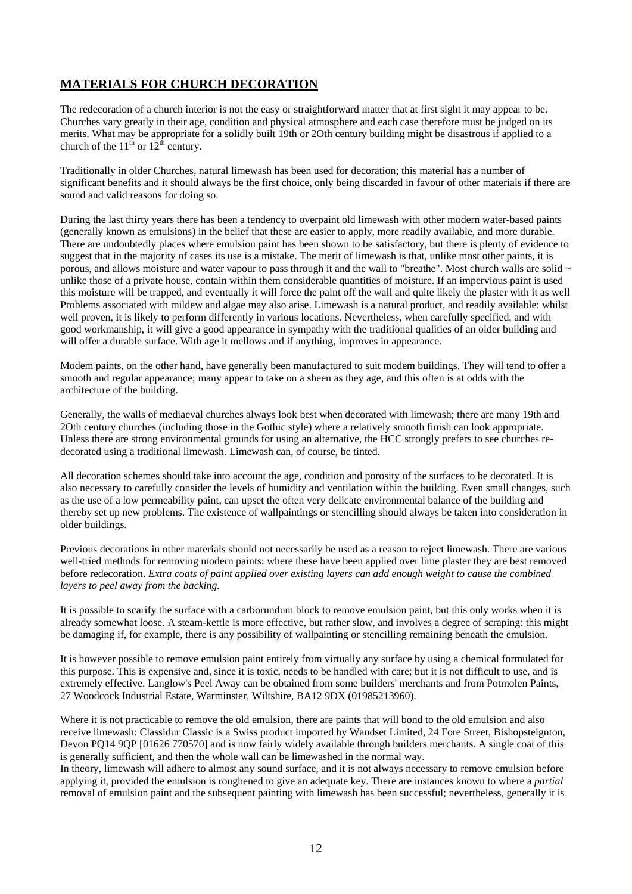## MATERIALS FOR CHURCH DECORATION

The redecoration of a church interior is not the easy or straightforward matter that at first sight it may appear to be. Churches vary greatly in their age, condition and physical atmosphere and each case therefore must be judged on its merits. What may be appropriate for a solidly built 19th or 2Oth century building might be disastrous if applied to a church of the 11th or 12th century.

Traditionally in older Churches, natural limewash has been used for decoration; this material has a number of significant benefits and it should always be the first choice, only being discarded in favour of other materials if there are sound and valid reasons for doing so.

During the last thirty years there has been a tendency to overpaint old limewash with other modern water-based paints (generally known as emulsions) in the belief that these are easier to apply, more readily available, and more durable. There are undoubtedly places where emulsion paint has been shown to be satisfactory, but there is plenty of evidence to suggest that in the majority of cases its use is a mistake. The merit of limewash is that, unlike most other paints, it is porous, and allows moisture and water vapour to pass through it and the wall to "breathe". Most church walls are solid ~ unlike those of a private house, contain within them considerable quantities of moisture. If an impervious paint is used this moisture will be trapped, and eventually it will force the paint off the wall and quite likely the plaster with it as well Problems associated with mildew and algae may also arise. Limewash is a natural product, and readily available: whilst well proven, it is likely to perform differently in various locations. Nevertheless, when carefully specified, and with good workmanship, it will give a good appearance in sympathy with the traditional qualities of an older building and will offer a durable surface. With age it mellows and if anything, improves in appearance.

Modem paints, on the other hand, have generally been manufactured to suit modem buildings. They will tend to offer a smooth and regular appearance; many appear to take on a sheen as they age, and this often is at odds with the architecture of the building.

Generally, the walls of mediaeval churches always look best when decorated with limewash; there are many 19th and 2Oth century churches (including those in the Gothic style) where a relatively smooth finish can look appropriate. Unless there are strong environmental grounds for using an alternative, the HCC strongly prefers to see churches re-decorated using a traditional limewash. Limewash can, of course, be tinted.

All decoration schemes should take into account the age, condition and porosity of the surfaces to be decorated. It is also necessary to carefully consider the levels of humidity and ventilation within the building. Even small changes, such as the use of a low permeability paint, can upset the often very delicate environmental balance of the building and thereby set up new problems. The existence of wallpaintings or stencilling should always be taken into consideration in older buildings.

Previous decorations in other materials should not necessarily be used as a reason to reject limewash. There are various well-tried methods for removing modern paints: where these have been applied over lime plaster they are best removed before redecoration. *Extra coats of paint applied over existing layers can add enough weight to cause the combined layers to peel away from the backing.*

It is possible to scarify the surface with a carborundum block to remove emulsion paint, but this only works when it is already somewhat loose. A steam-kettle is more effective, but rather slow, and involves a degree of scraping: this might be damaging if, for example, there is any possibility of wallpainting or stencilling remaining beneath the emulsion.

It is however possible to remove emulsion paint entirely from virtually any surface by using a chemical formulated for this purpose. This is expensive and, since it is toxic, needs to be handled with care; but it is not difficult to use, and is extremely effective. Langlow's Peel Away can be obtained from some builders' merchants and from Potmolen Paints, 27 Woodcock Industrial Estate, Warminster, Wiltshire, BA12 9DX (01985213960).

Where it is not practicable to remove the old emulsion, there are paints that will bond to the old emulsion and also receive limewash: Classidur Classic is a Swiss product imported by Wandset Limited, 24 Fore Street, Bishopsteignton, Devon PQ14 9QP [01626 770570] and is now fairly widely available through builders merchants. A single coat of this is generally sufficient, and then the whole wall can be limewashed in the normal way.

In theory, limewash will adhere to almost any sound surface, and it is not always necessary to remove emulsion before applying it, provided the emulsion is roughened to give an adequate key. There are instances known to where a *partial* removal of emulsion paint and the subsequent painting with limewash has been successful; nevertheless, generally it is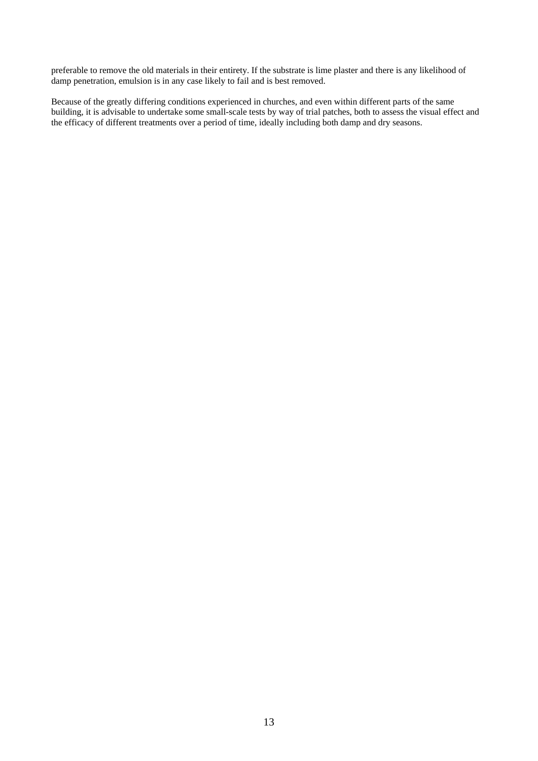preferable to remove the old materials in their entirety. If the substrate is lime plaster and there is any likelihood of damp penetration, emulsion is in any case likely to fail and is best removed.

Because of the greatly differing conditions experienced in churches, and even within different parts of the same building, it is advisable to undertake some small-scale tests by way of trial patches, both to assess the visual effect and the efficacy of different treatments over a period of time, ideally including both damp and dry seasons.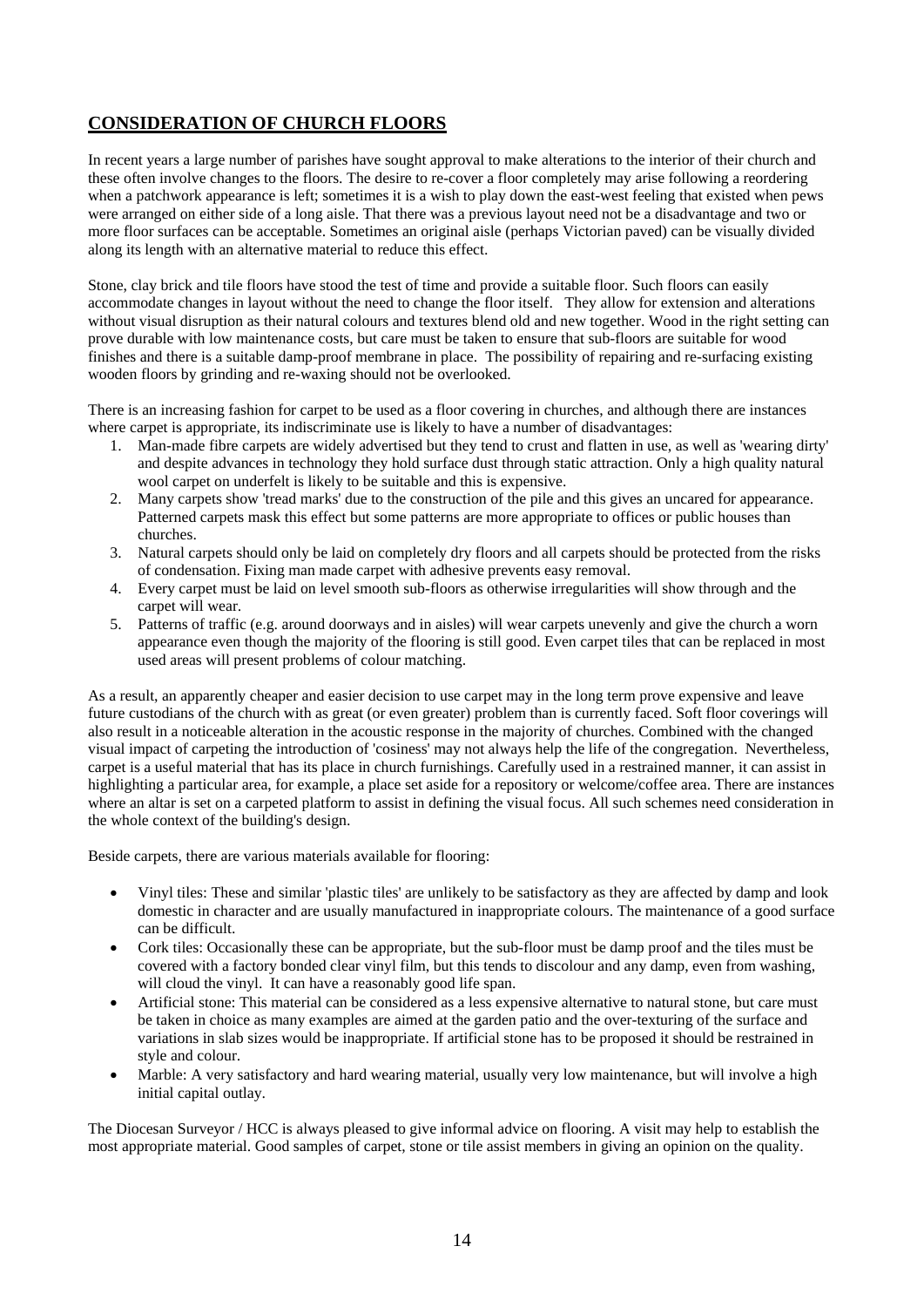## CONSIDERATION OF CHURCH FLOORS

In recent years a large number of parishes have sought approval to make alterations to the interior of their church and these often involve changes to the floors. The desire to re-cover a floor completely may arise following a reordering when a patchwork appearance is left; sometimes it is a wish to play down the east-west feeling that existed when pews were arranged on either side of a long aisle. That there was a previous layout need not be a disadvantage and two or more floor surfaces can be acceptable. Sometimes an original aisle (perhaps Victorian paved) can be visually divided along its length with an alternative material to reduce this effect.

Stone, clay brick and tile floors have stood the test of time and provide a suitable floor. Such floors can easily accommodate changes in layout without the need to change the floor itself. They allow for extension and alterations without visual disruption as their natural colours and textures blend old and new together. Wood in the right setting can prove durable with low maintenance costs, but care must be taken to ensure that sub-floors are suitable for wood finishes and there is a suitable damp-proof membrane in place. The possibility of repairing and re-surfacing existing wooden floors by grinding and re-waxing should not be overlooked.

There is an increasing fashion for carpet to be used as a floor covering in churches, and although there are instances where carpet is appropriate, its indiscriminate use is likely to have a number of disadvantages:

1. Man-made fibre carpets are widely advertised but they tend to crust and flatten in use, as well as 'wearing dirty' and despite advances in technology they hold surface dust through static attraction. Only a high quality natural wool carpet on underfelt is likely to be suitable and this is expensive.
2. Many carpets show 'tread marks' due to the construction of the pile and this gives an uncared for appearance. Patterned carpets mask this effect but some patterns are more appropriate to offices or public houses than churches.
3. Natural carpets should only be laid on completely dry floors and all carpets should be protected from the risks of condensation. Fixing man made carpet with adhesive prevents easy removal.
4. Every carpet must be laid on level smooth sub-floors as otherwise irregularities will show through and the carpet will wear.
5. Patterns of traffic (e.g. around doorways and in aisles) will wear carpets unevenly and give the church a worn appearance even though the majority of the flooring is still good. Even carpet tiles that can be replaced in most used areas will present problems of colour matching.

As a result, an apparently cheaper and easier decision to use carpet may in the long term prove expensive and leave future custodians of the church with as great (or even greater) problem than is currently faced. Soft floor coverings will also result in a noticeable alteration in the acoustic response in the majority of churches. Combined with the changed visual impact of carpeting the introduction of 'cosiness' may not always help the life of the congregation. Nevertheless, carpet is a useful material that has its place in church furnishings. Carefully used in a restrained manner, it can assist in highlighting a particular area, for example, a place set aside for a repository or welcome/coffee area. There are instances where an altar is set on a carpeted platform to assist in defining the visual focus. All such schemes need consideration in the whole context of the building's design.

Beside carpets, there are various materials available for flooring:

- Vinyl tiles: These and similar 'plastic tiles' are unlikely to be satisfactory as they are affected by damp and look domestic in character and are usually manufactured in inappropriate colours. The maintenance of a good surface can be difficult.
- Cork tiles: Occasionally these can be appropriate, but the sub-floor must be damp proof and the tiles must be covered with a factory bonded clear vinyl film, but this tends to discolour and any damp, even from washing, will cloud the vinyl. It can have a reasonably good life span.
- Artificial stone: This material can be considered as a less expensive alternative to natural stone, but care must be taken in choice as many examples are aimed at the garden patio and the over-texturing of the surface and variations in slab sizes would be inappropriate. If artificial stone has to be proposed it should be restrained in style and colour.
- Marble: A very satisfactory and hard wearing material, usually very low maintenance, but will involve a high initial capital outlay.

The Diocesan Surveyor / HCC is always pleased to give informal advice on flooring. A visit may help to establish the most appropriate material. Good samples of carpet, stone or tile assist members in giving an opinion on the quality.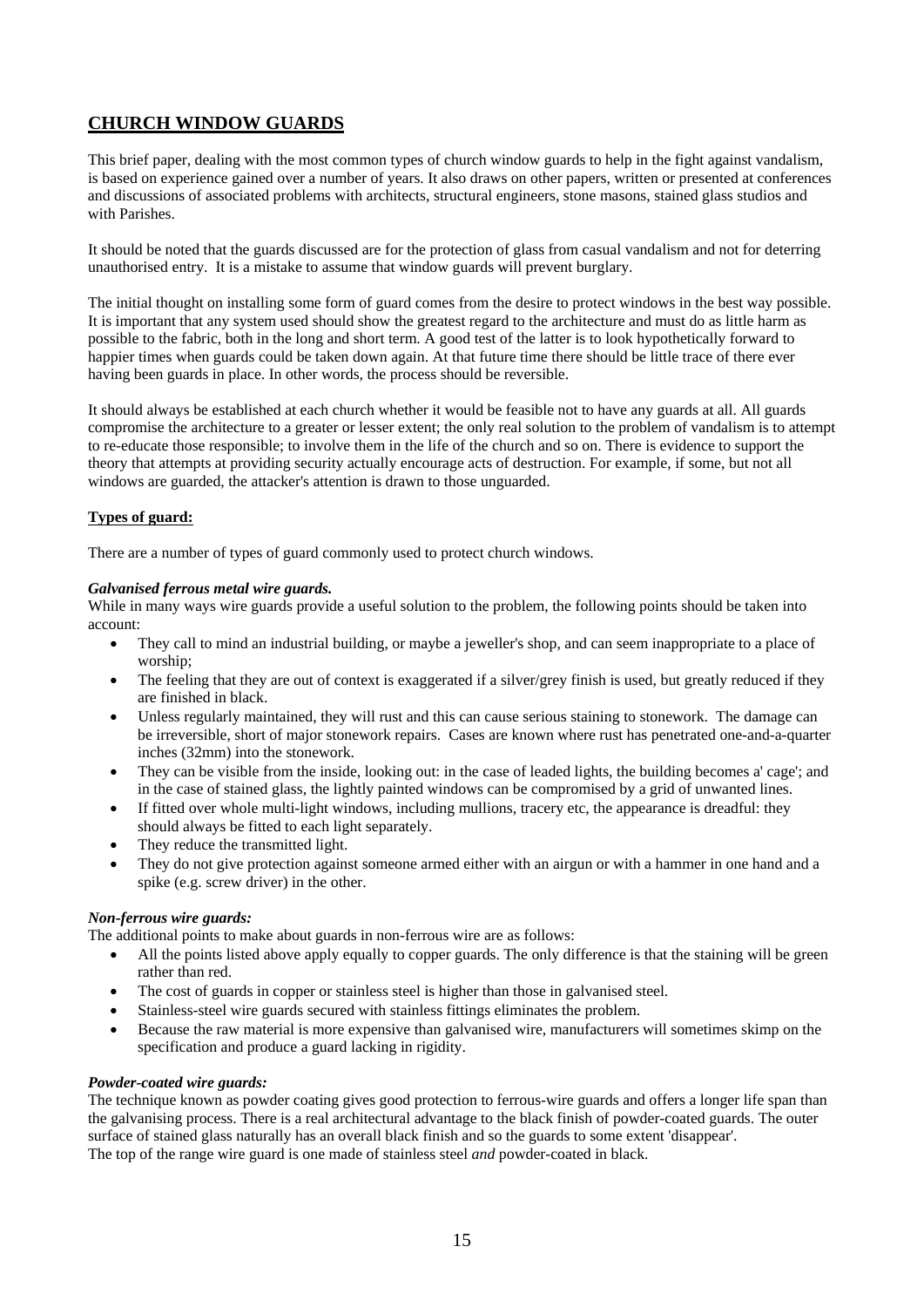## CHURCH WINDOW GUARDS

This brief paper, dealing with the most common types of church window guards to help in the fight against vandalism, is based on experience gained over a number of years. It also draws on other papers, written or presented at conferences and discussions of associated problems with architects, structural engineers, stone masons, stained glass studios and with Parishes.

It should be noted that the guards discussed are for the protection of glass from casual vandalism and not for deterring unauthorised entry. It is a mistake to assume that window guards will prevent burglary.

The initial thought on installing some form of guard comes from the desire to protect windows in the best way possible. It is important that any system used should show the greatest regard to the architecture and must do as little harm as possible to the fabric, both in the long and short term. A good test of the latter is to look hypothetically forward to happier times when guards could be taken down again. At that future time there should be little trace of there ever having been guards in place. In other words, the process should be reversible.

It should always be established at each church whether it would be feasible not to have any guards at all. All guards compromise the architecture to a greater or lesser extent; the only real solution to the problem of vandalism is to attempt to re-educate those responsible; to involve them in the life of the church and so on. There is evidence to support the theory that attempts at providing security actually encourage acts of destruction. For example, if some, but not all windows are guarded, the attacker's attention is drawn to those unguarded.

### Types of guard:

There are a number of types of guard commonly used to protect church windows.

#### *Galvanised ferrous metal wire guards.*

While in many ways wire guards provide a useful solution to the problem, the following points should be taken into account:

- They call to mind an industrial building, or maybe a jeweller's shop, and can seem inappropriate to a place of worship;
- The feeling that they are out of context is exaggerated if a silver/grey finish is used, but greatly reduced if they are finished in black.
- Unless regularly maintained, they will rust and this can cause serious staining to stonework. The damage can be irreversible, short of major stonework repairs. Cases are known where rust has penetrated one-and-a-quarter inches (32mm) into the stonework.
- They can be visible from the inside, looking out: in the case of leaded lights, the building becomes a' cage'; and in the case of stained glass, the lightly painted windows can be compromised by a grid of unwanted lines.
- If fitted over whole multi-light windows, including mullions, tracery etc, the appearance is dreadful: they should always be fitted to each light separately.
- They reduce the transmitted light.
- They do not give protection against someone armed either with an airgun or with a hammer in one hand and a spike (e.g. screw driver) in the other.

#### *Non-ferrous wire guards:*

The additional points to make about guards in non-ferrous wire are as follows:

- All the points listed above apply equally to copper guards. The only difference is that the staining will be green rather than red.
- The cost of guards in copper or stainless steel is higher than those in galvanised steel.
- Stainless-steel wire guards secured with stainless fittings eliminates the problem.
- Because the raw material is more expensive than galvanised wire, manufacturers will sometimes skimp on the specification and produce a guard lacking in rigidity.

#### *Powder-coated wire guards:*

The technique known as powder coating gives good protection to ferrous-wire guards and offers a longer life span than the galvanising process. There is a real architectural advantage to the black finish of powder-coated guards. The outer surface of stained glass naturally has an overall black finish and so the guards to some extent 'disappear'.
The top of the range wire guard is one made of stainless steel *and* powder-coated in black.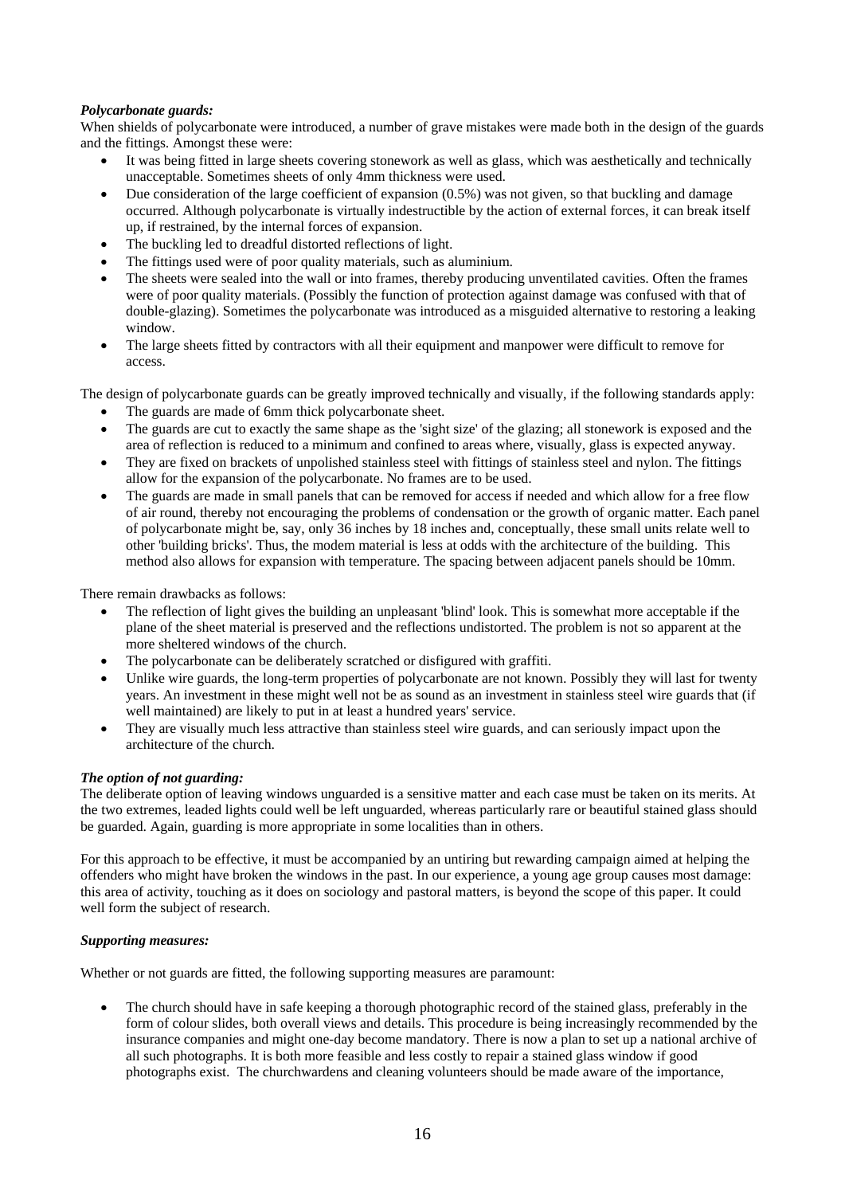***Polycarbonate guards:***

When shields of polycarbonate were introduced, a number of grave mistakes were made both in the design of the guards and the fittings. Amongst these were:

- It was being fitted in large sheets covering stonework as well as glass, which was aesthetically and technically unacceptable. Sometimes sheets of only 4mm thickness were used.
- Due consideration of the large coefficient of expansion (0.5%) was not given, so that buckling and damage occurred. Although polycarbonate is virtually indestructible by the action of external forces, it can break itself up, if restrained, by the internal forces of expansion.
- The buckling led to dreadful distorted reflections of light.
- The fittings used were of poor quality materials, such as aluminium.
- The sheets were sealed into the wall or into frames, thereby producing unventilated cavities. Often the frames were of poor quality materials. (Possibly the function of protection against damage was confused with that of double-glazing). Sometimes the polycarbonate was introduced as a misguided alternative to restoring a leaking window.
- The large sheets fitted by contractors with all their equipment and manpower were difficult to remove for access.

The design of polycarbonate guards can be greatly improved technically and visually, if the following standards apply:

- The guards are made of 6mm thick polycarbonate sheet.
- The guards are cut to exactly the same shape as the 'sight size' of the glazing; all stonework is exposed and the area of reflection is reduced to a minimum and confined to areas where, visually, glass is expected anyway.
- They are fixed on brackets of unpolished stainless steel with fittings of stainless steel and nylon. The fittings allow for the expansion of the polycarbonate. No frames are to be used.
- The guards are made in small panels that can be removed for access if needed and which allow for a free flow of air round, thereby not encouraging the problems of condensation or the growth of organic matter. Each panel of polycarbonate might be, say, only 36 inches by 18 inches and, conceptually, these small units relate well to other 'building bricks'. Thus, the modem material is less at odds with the architecture of the building. This method also allows for expansion with temperature. The spacing between adjacent panels should be 10mm.

There remain drawbacks as follows:

- The reflection of light gives the building an unpleasant 'blind' look. This is somewhat more acceptable if the plane of the sheet material is preserved and the reflections undistorted. The problem is not so apparent at the more sheltered windows of the church.
- The polycarbonate can be deliberately scratched or disfigured with graffiti.
- Unlike wire guards, the long-term properties of polycarbonate are not known. Possibly they will last for twenty years. An investment in these might well not be as sound as an investment in stainless steel wire guards that (if well maintained) are likely to put in at least a hundred years' service.
- They are visually much less attractive than stainless steel wire guards, and can seriously impact upon the architecture of the church.

***The option of not guarding:***

The deliberate option of leaving windows unguarded is a sensitive matter and each case must be taken on its merits. At the two extremes, leaded lights could well be left unguarded, whereas particularly rare or beautiful stained glass should be guarded. Again, guarding is more appropriate in some localities than in others.

For this approach to be effective, it must be accompanied by an untiring but rewarding campaign aimed at helping the offenders who might have broken the windows in the past. In our experience, a young age group causes most damage: this area of activity, touching as it does on sociology and pastoral matters, is beyond the scope of this paper. It could well form the subject of research.

***Supporting measures:***

Whether or not guards are fitted, the following supporting measures are paramount:

- The church should have in safe keeping a thorough photographic record of the stained glass, preferably in the form of colour slides, both overall views and details. This procedure is being increasingly recommended by the insurance companies and might one-day become mandatory. There is now a plan to set up a national archive of all such photographs. It is both more feasible and less costly to repair a stained glass window if good photographs exist. The churchwardens and cleaning volunteers should be made aware of the importance,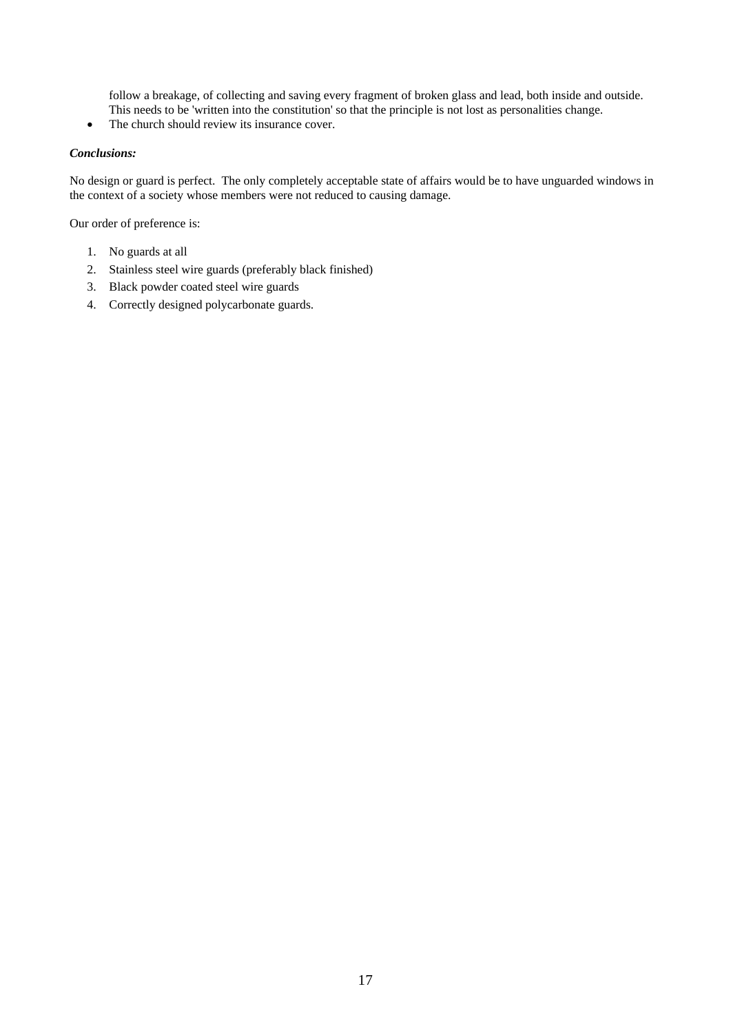follow a breakage, of collecting and saving every fragment of broken glass and lead, both inside and outside. This needs to be 'written into the constitution' so that the principle is not lost as personalities change.

- The church should review its insurance cover.

***Conclusions:***

No design or guard is perfect. The only completely acceptable state of affairs would be to have unguarded windows in the context of a society whose members were not reduced to causing damage.

Our order of preference is:

1. No guards at all
2. Stainless steel wire guards (preferably black finished)
3. Black powder coated steel wire guards
4. Correctly designed polycarbonate guards.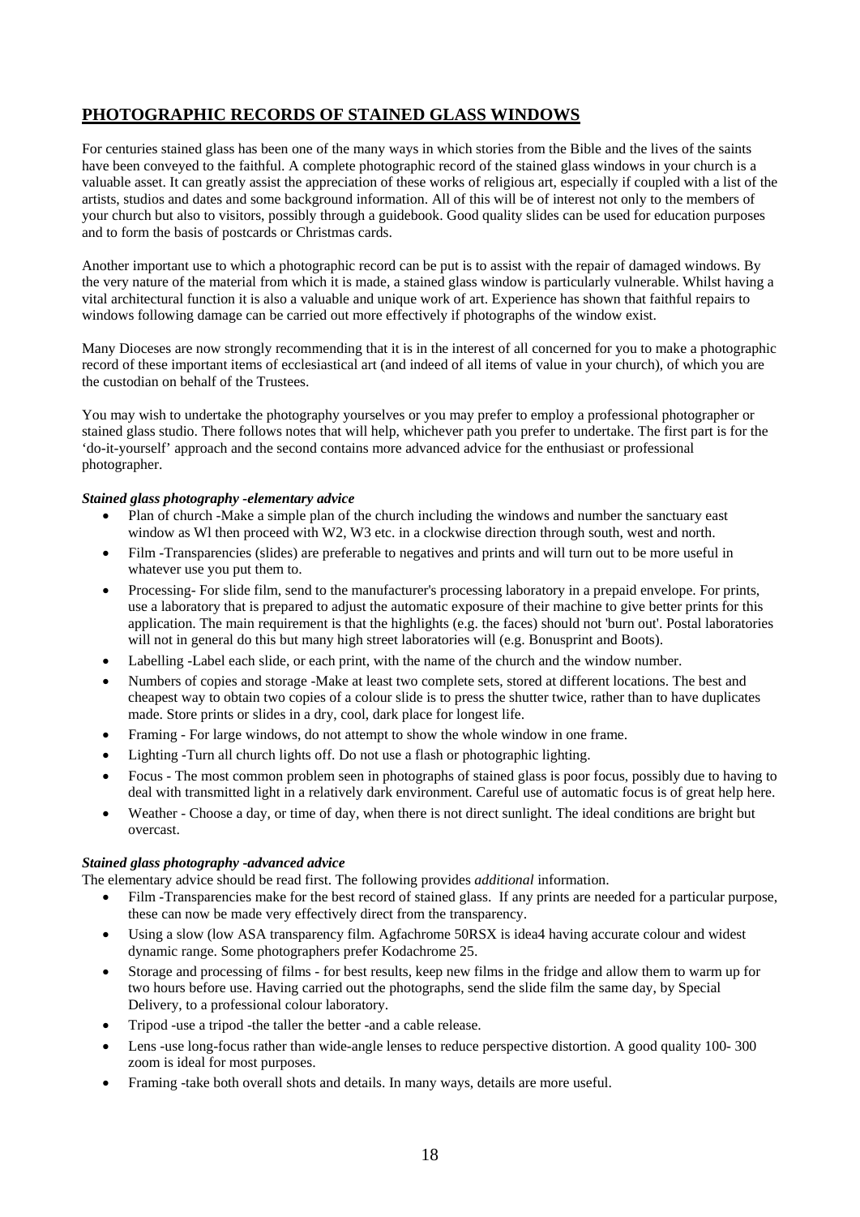## PHOTOGRAPHIC RECORDS OF STAINED GLASS WINDOWS

For centuries stained glass has been one of the many ways in which stories from the Bible and the lives of the saints have been conveyed to the faithful. A complete photographic record of the stained glass windows in your church is a valuable asset. It can greatly assist the appreciation of these works of religious art, especially if coupled with a list of the artists, studios and dates and some background information. All of this will be of interest not only to the members of your church but also to visitors, possibly through a guidebook. Good quality slides can be used for education purposes and to form the basis of postcards or Christmas cards.

Another important use to which a photographic record can be put is to assist with the repair of damaged windows. By the very nature of the material from which it is made, a stained glass window is particularly vulnerable. Whilst having a vital architectural function it is also a valuable and unique work of art. Experience has shown that faithful repairs to windows following damage can be carried out more effectively if photographs of the window exist.

Many Dioceses are now strongly recommending that it is in the interest of all concerned for you to make a photographic record of these important items of ecclesiastical art (and indeed of all items of value in your church), of which you are the custodian on behalf of the Trustees.

You may wish to undertake the photography yourselves or you may prefer to employ a professional photographer or stained glass studio. There follows notes that will help, whichever path you prefer to undertake. The first part is for the 'do-it-yourself' approach and the second contains more advanced advice for the enthusiast or professional photographer.

***Stained glass photography -elementary advice***

- Plan of church -Make a simple plan of the church including the windows and number the sanctuary east window as Wl then proceed with W2, W3 etc. in a clockwise direction through south, west and north.
- Film -Transparencies (slides) are preferable to negatives and prints and will turn out to be more useful in whatever use you put them to.
- Processing- For slide film, send to the manufacturer's processing laboratory in a prepaid envelope. For prints, use a laboratory that is prepared to adjust the automatic exposure of their machine to give better prints for this application. The main requirement is that the highlights (e.g. the faces) should not 'burn out'. Postal laboratories will not in general do this but many high street laboratories will (e.g. Bonusprint and Boots).
- Labelling -Label each slide, or each print, with the name of the church and the window number.
- Numbers of copies and storage -Make at least two complete sets, stored at different locations. The best and cheapest way to obtain two copies of a colour slide is to press the shutter twice, rather than to have duplicates made. Store prints or slides in a dry, cool, dark place for longest life.
- Framing - For large windows, do not attempt to show the whole window in one frame.
- Lighting -Turn all church lights off. Do not use a flash or photographic lighting.
- Focus - The most common problem seen in photographs of stained glass is poor focus, possibly due to having to deal with transmitted light in a relatively dark environment. Careful use of automatic focus is of great help here.
- Weather - Choose a day, or time of day, when there is not direct sunlight. The ideal conditions are bright but overcast.

***Stained glass photography -advanced advice***

The elementary advice should be read first. The following provides *additional* information.

- Film -Transparencies make for the best record of stained glass. If any prints are needed for a particular purpose, these can now be made very effectively direct from the transparency.
- Using a slow (low ASA transparency film. Agfachrome 50RSX is idea4 having accurate colour and widest dynamic range. Some photographers prefer Kodachrome 25.
- Storage and processing of films - for best results, keep new films in the fridge and allow them to warm up for two hours before use. Having carried out the photographs, send the slide film the same day, by Special Delivery, to a professional colour laboratory.
- Tripod -use a tripod -the taller the better -and a cable release.
- Lens -use long-focus rather than wide-angle lenses to reduce perspective distortion. A good quality 100- 300 zoom is ideal for most purposes.
- Framing -take both overall shots and details. In many ways, details are more useful.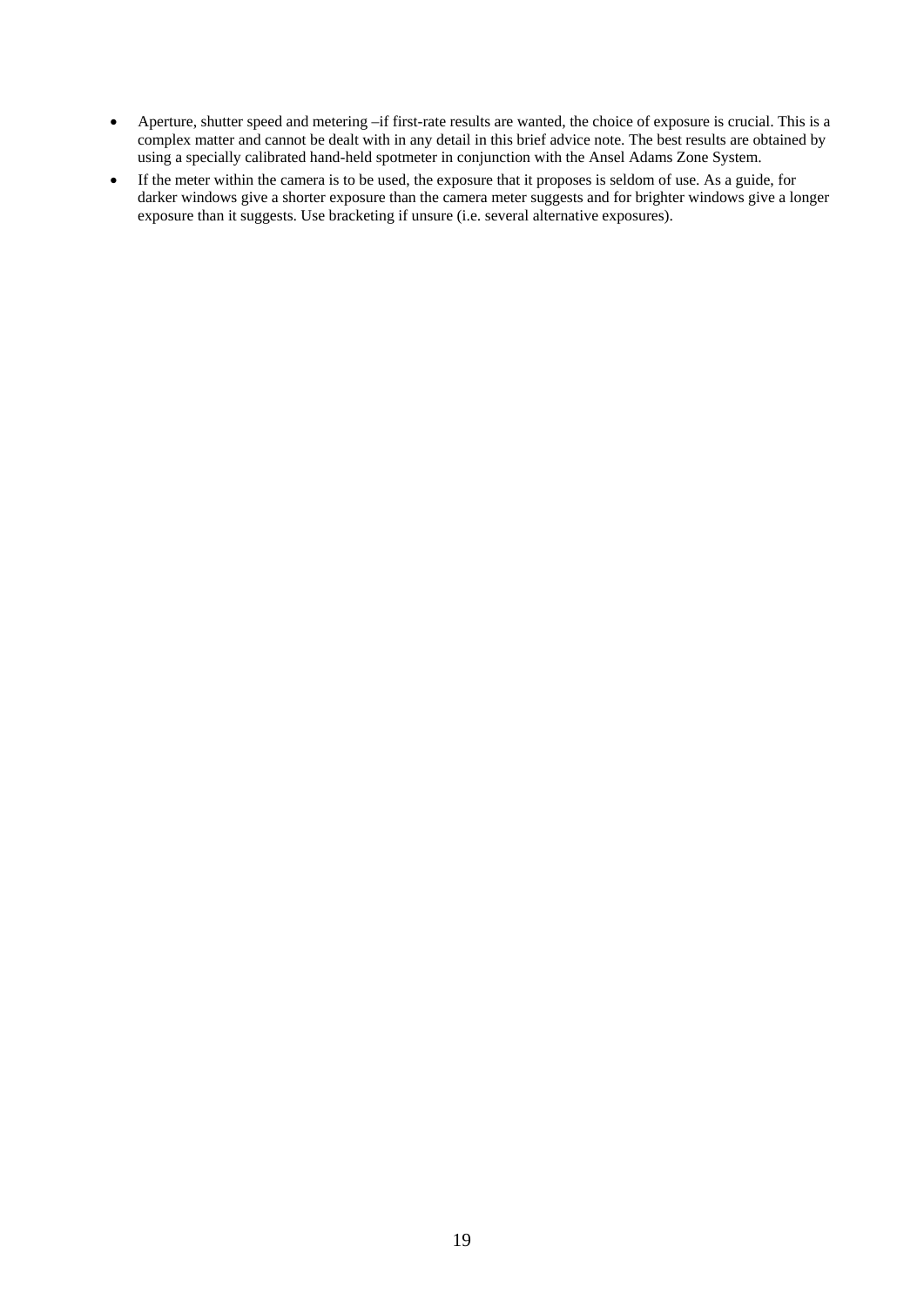- Aperture, shutter speed and metering –if first-rate results are wanted, the choice of exposure is crucial. This is a complex matter and cannot be dealt with in any detail in this brief advice note. The best results are obtained by using a specially calibrated hand-held spotmeter in conjunction with the Ansel Adams Zone System.
- If the meter within the camera is to be used, the exposure that it proposes is seldom of use. As a guide, for darker windows give a shorter exposure than the camera meter suggests and for brighter windows give a longer exposure than it suggests. Use bracketing if unsure (i.e. several alternative exposures).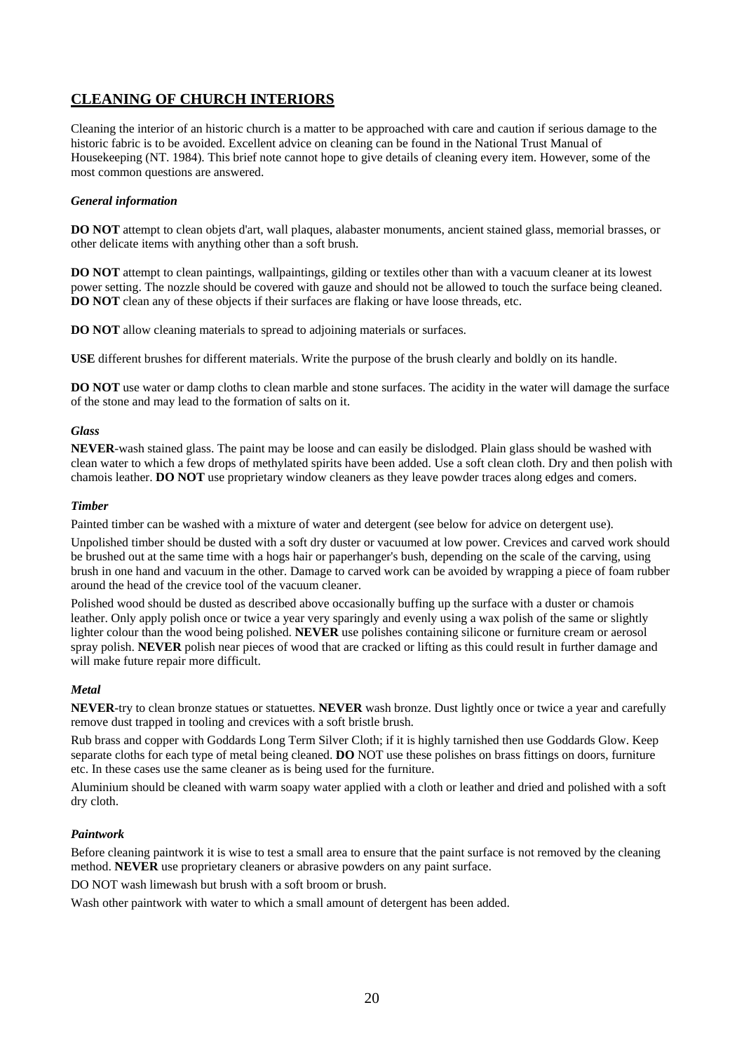## <u>CLEANING OF CHURCH INTERIORS</u>

Cleaning the interior of an historic church is a matter to be approached with care and caution if serious damage to the historic fabric is to be avoided. Excellent advice on cleaning can be found in the National Trust Manual of Housekeeping (NT. 1984). This brief note cannot hope to give details of cleaning every item. However, some of the most common questions are answered.

### *General information*

**DO NOT** attempt to clean objets d'art, wall plaques, alabaster monuments, ancient stained glass, memorial brasses, or other delicate items with anything other than a soft brush.

**DO NOT** attempt to clean paintings, wallpaintings, gilding or textiles other than with a vacuum cleaner at its lowest power setting. The nozzle should be covered with gauze and should not be allowed to touch the surface being cleaned. **DO NOT** clean any of these objects if their surfaces are flaking or have loose threads, etc.

**DO NOT** allow cleaning materials to spread to adjoining materials or surfaces.

**USE** different brushes for different materials. Write the purpose of the brush clearly and boldly on its handle.

**DO NOT** use water or damp cloths to clean marble and stone surfaces. The acidity in the water will damage the surface of the stone and may lead to the formation of salts on it.

### *Glass*

**NEVER**-wash stained glass. The paint may be loose and can easily be dislodged. Plain glass should be washed with clean water to which a few drops of methylated spirits have been added. Use a soft clean cloth. Dry and then polish with chamois leather. **DO NOT** use proprietary window cleaners as they leave powder traces along edges and comers.

### *Timber*

Painted timber can be washed with a mixture of water and detergent (see below for advice on detergent use).

Unpolished timber should be dusted with a soft dry duster or vacuumed at low power. Crevices and carved work should be brushed out at the same time with a hogs hair or paperhanger's bush, depending on the scale of the carving, using brush in one hand and vacuum in the other. Damage to carved work can be avoided by wrapping a piece of foam rubber around the head of the crevice tool of the vacuum cleaner.

Polished wood should be dusted as described above occasionally buffing up the surface with a duster or chamois leather. Only apply polish once or twice a year very sparingly and evenly using a wax polish of the same or slightly lighter colour than the wood being polished. **NEVER** use polishes containing silicone or furniture cream or aerosol spray polish. **NEVER** polish near pieces of wood that are cracked or lifting as this could result in further damage and will make future repair more difficult.

### *Metal*

**NEVER**-try to clean bronze statues or statuettes. **NEVER** wash bronze. Dust lightly once or twice a year and carefully remove dust trapped in tooling and crevices with a soft bristle brush.

Rub brass and copper with Goddards Long Term Silver Cloth; if it is highly tarnished then use Goddards Glow. Keep separate cloths for each type of metal being cleaned. **DO** NOT use these polishes on brass fittings on doors, furniture etc. In these cases use the same cleaner as is being used for the furniture.

Aluminium should be cleaned with warm soapy water applied with a cloth or leather and dried and polished with a soft dry cloth.

### *Paintwork*

Before cleaning paintwork it is wise to test a small area to ensure that the paint surface is not removed by the cleaning method. **NEVER** use proprietary cleaners or abrasive powders on any paint surface.

DO NOT wash limewash but brush with a soft broom or brush.

Wash other paintwork with water to which a small amount of detergent has been added.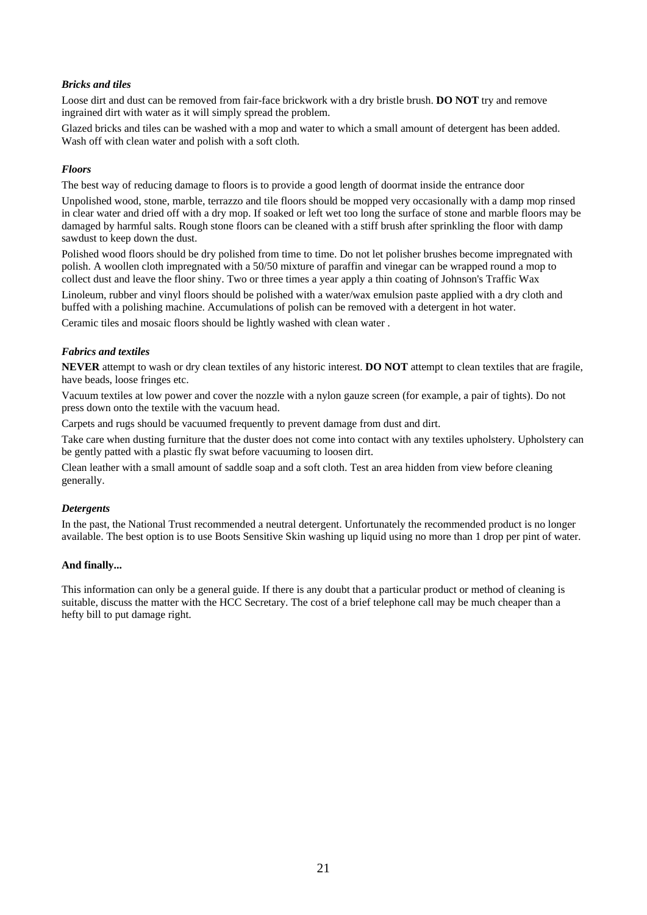### *Bricks and tiles*

Loose dirt and dust can be removed from fair-face brickwork with a dry bristle brush. **DO NOT** try and remove ingrained dirt with water as it will simply spread the problem.

Glazed bricks and tiles can be washed with a mop and water to which a small amount of detergent has been added. Wash off with clean water and polish with a soft cloth.

### *Floors*

The best way of reducing damage to floors is to provide a good length of doormat inside the entrance door

Unpolished wood, stone, marble, terrazzo and tile floors should be mopped very occasionally with a damp mop rinsed in clear water and dried off with a dry mop. If soaked or left wet too long the surface of stone and marble floors may be damaged by harmful salts. Rough stone floors can be cleaned with a stiff brush after sprinkling the floor with damp sawdust to keep down the dust.

Polished wood floors should be dry polished from time to time. Do not let polisher brushes become impregnated with polish. A woollen cloth impregnated with a 50/50 mixture of paraffin and vinegar can be wrapped round a mop to collect dust and leave the floor shiny. Two or three times a year apply a thin coating of Johnson's Traffic Wax

Linoleum, rubber and vinyl floors should be polished with a water/wax emulsion paste applied with a dry cloth and buffed with a polishing machine. Accumulations of polish can be removed with a detergent in hot water.

Ceramic tiles and mosaic floors should be lightly washed with clean water .

### *Fabrics and textiles*

**NEVER** attempt to wash or dry clean textiles of any historic interest. **DO NOT** attempt to clean textiles that are fragile, have beads, loose fringes etc.

Vacuum textiles at low power and cover the nozzle with a nylon gauze screen (for example, a pair of tights). Do not press down onto the textile with the vacuum head.

Carpets and rugs should be vacuumed frequently to prevent damage from dust and dirt.

Take care when dusting furniture that the duster does not come into contact with any textiles upholstery. Upholstery can be gently patted with a plastic fly swat before vacuuming to loosen dirt.

Clean leather with a small amount of saddle soap and a soft cloth. Test an area hidden from view before cleaning generally.

### *Detergents*

In the past, the National Trust recommended a neutral detergent. Unfortunately the recommended product is no longer available. The best option is to use Boots Sensitive Skin washing up liquid using no more than 1 drop per pint of water.

### And finally...

This information can only be a general guide. If there is any doubt that a particular product or method of cleaning is suitable, discuss the matter with the HCC Secretary. The cost of a brief telephone call may be much cheaper than a hefty bill to put damage right.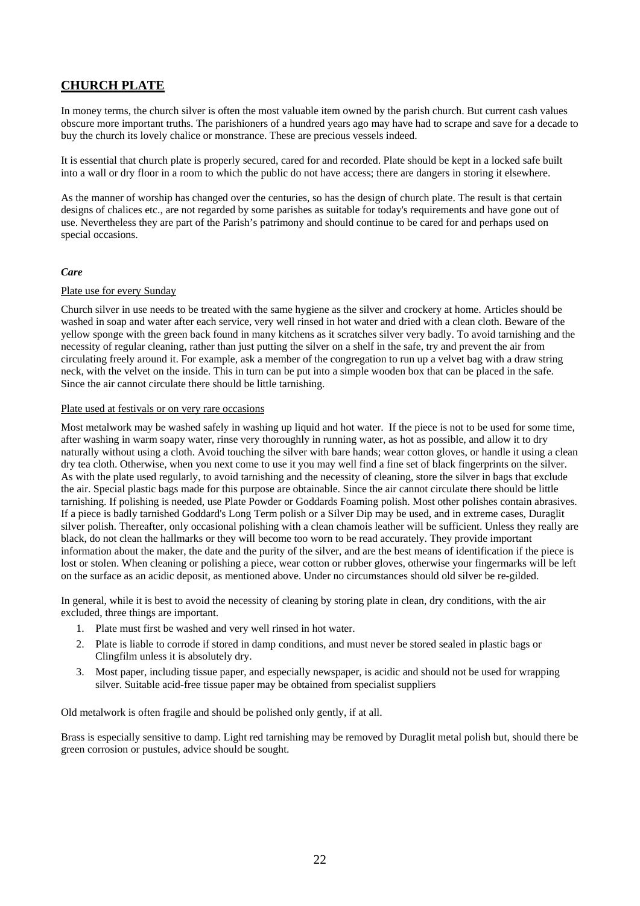## CHURCH PLATE

In money terms, the church silver is often the most valuable item owned by the parish church. But current cash values obscure more important truths. The parishioners of a hundred years ago may have had to scrape and save for a decade to buy the church its lovely chalice or monstrance. These are precious vessels indeed.

It is essential that church plate is properly secured, cared for and recorded. Plate should be kept in a locked safe built into a wall or dry floor in a room to which the public do not have access; there are dangers in storing it elsewhere.

As the manner of worship has changed over the centuries, so has the design of church plate. The result is that certain designs of chalices etc., are not regarded by some parishes as suitable for today's requirements and have gone out of use. Nevertheless they are part of the Parish's patrimony and should continue to be cared for and perhaps used on special occasions.

### *Care*

#### Plate use for every Sunday

Church silver in use needs to be treated with the same hygiene as the silver and crockery at home. Articles should be washed in soap and water after each service, very well rinsed in hot water and dried with a clean cloth. Beware of the yellow sponge with the green back found in many kitchens as it scratches silver very badly. To avoid tarnishing and the necessity of regular cleaning, rather than just putting the silver on a shelf in the safe, try and prevent the air from circulating freely around it. For example, ask a member of the congregation to run up a velvet bag with a draw string neck, with the velvet on the inside. This in turn can be put into a simple wooden box that can be placed in the safe. Since the air cannot circulate there should be little tarnishing.

#### Plate used at festivals or on very rare occasions

Most metalwork may be washed safely in washing up liquid and hot water. If the piece is not to be used for some time, after washing in warm soapy water, rinse very thoroughly in running water, as hot as possible, and allow it to dry naturally without using a cloth. Avoid touching the silver with bare hands; wear cotton gloves, or handle it using a clean dry tea cloth. Otherwise, when you next come to use it you may well find a fine set of black fingerprints on the silver. As with the plate used regularly, to avoid tarnishing and the necessity of cleaning, store the silver in bags that exclude the air. Special plastic bags made for this purpose are obtainable. Since the air cannot circulate there should be little tarnishing. If polishing is needed, use Plate Powder or Goddards Foaming polish. Most other polishes contain abrasives. If a piece is badly tarnished Goddard's Long Term polish or a Silver Dip may be used, and in extreme cases, Duraglit silver polish. Thereafter, only occasional polishing with a clean chamois leather will be sufficient. Unless they really are black, do not clean the hallmarks or they will become too worn to be read accurately. They provide important information about the maker, the date and the purity of the silver, and are the best means of identification if the piece is lost or stolen. When cleaning or polishing a piece, wear cotton or rubber gloves, otherwise your fingermarks will be left on the surface as an acidic deposit, as mentioned above. Under no circumstances should old silver be re-gilded.

In general, while it is best to avoid the necessity of cleaning by storing plate in clean, dry conditions, with the air excluded, three things are important.

1. Plate must first be washed and very well rinsed in hot water.
2. Plate is liable to corrode if stored in damp conditions, and must never be stored sealed in plastic bags or Clingfilm unless it is absolutely dry.
3. Most paper, including tissue paper, and especially newspaper, is acidic and should not be used for wrapping silver. Suitable acid-free tissue paper may be obtained from specialist suppliers

Old metalwork is often fragile and should be polished only gently, if at all.

Brass is especially sensitive to damp. Light red tarnishing may be removed by Duraglit metal polish but, should there be green corrosion or pustules, advice should be sought.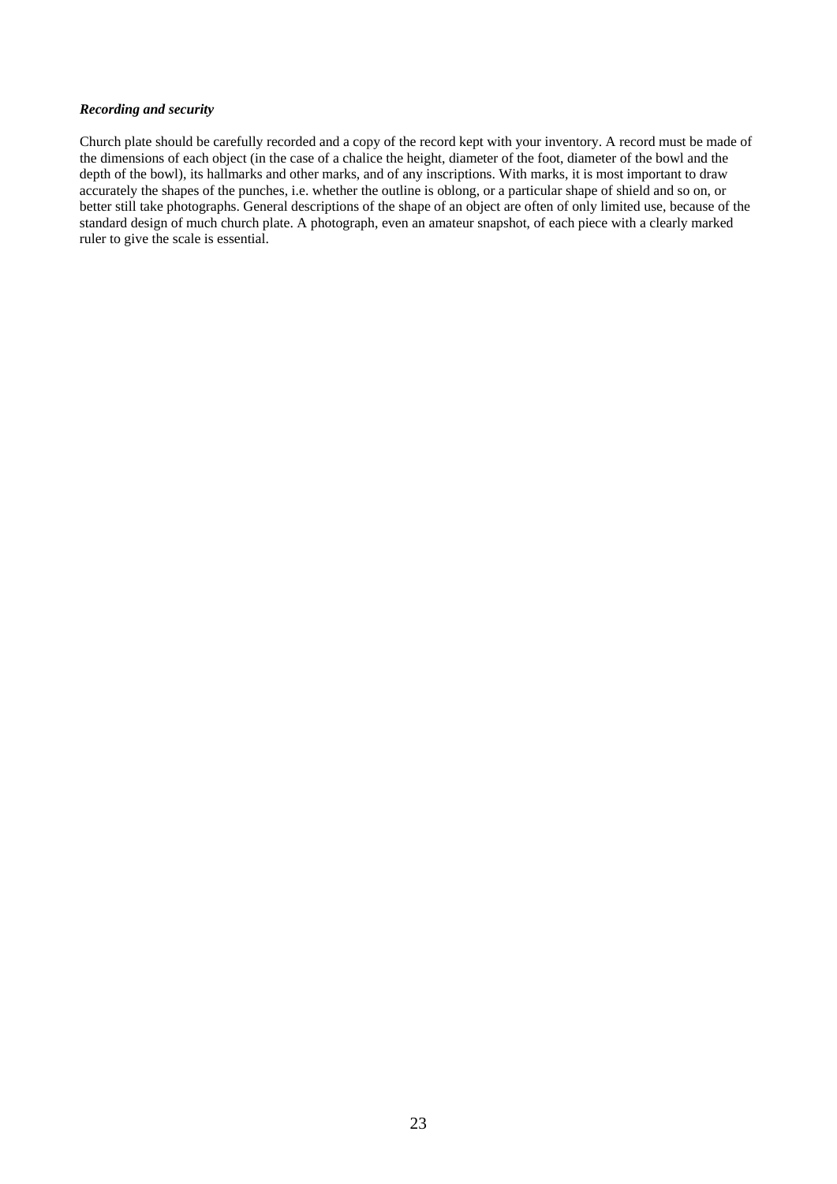***Recording and security***

Church plate should be carefully recorded and a copy of the record kept with your inventory. A record must be made of the dimensions of each object (in the case of a chalice the height, diameter of the foot, diameter of the bowl and the depth of the bowl), its hallmarks and other marks, and of any inscriptions. With marks, it is most important to draw accurately the shapes of the punches, i.e. whether the outline is oblong, or a particular shape of shield and so on, or better still take photographs. General descriptions of the shape of an object are often of only limited use, because of the standard design of much church plate. A photograph, even an amateur snapshot, of each piece with a clearly marked ruler to give the scale is essential.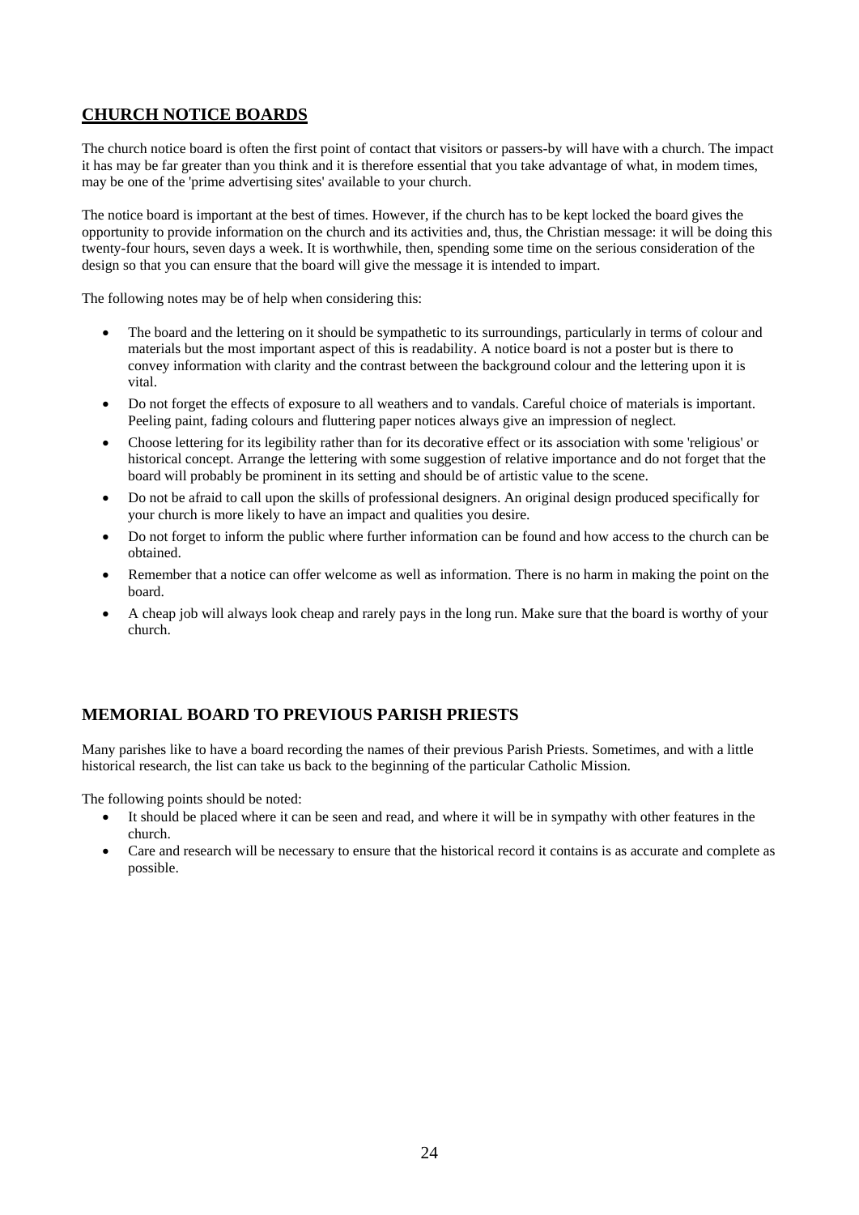## CHURCH NOTICE BOARDS

The church notice board is often the first point of contact that visitors or passers-by will have with a church. The impact it has may be far greater than you think and it is therefore essential that you take advantage of what, in modem times, may be one of the 'prime advertising sites' available to your church.

The notice board is important at the best of times. However, if the church has to be kept locked the board gives the opportunity to provide information on the church and its activities and, thus, the Christian message: it will be doing this twenty-four hours, seven days a week. It is worthwhile, then, spending some time on the serious consideration of the design so that you can ensure that the board will give the message it is intended to impart.

The following notes may be of help when considering this:

- The board and the lettering on it should be sympathetic to its surroundings, particularly in terms of colour and materials but the most important aspect of this is readability. A notice board is not a poster but is there to convey information with clarity and the contrast between the background colour and the lettering upon it is vital.
- Do not forget the effects of exposure to all weathers and to vandals. Careful choice of materials is important. Peeling paint, fading colours and fluttering paper notices always give an impression of neglect.
- Choose lettering for its legibility rather than for its decorative effect or its association with some 'religious' or historical concept. Arrange the lettering with some suggestion of relative importance and do not forget that the board will probably be prominent in its setting and should be of artistic value to the scene.
- Do not be afraid to call upon the skills of professional designers. An original design produced specifically for your church is more likely to have an impact and qualities you desire.
- Do not forget to inform the public where further information can be found and how access to the church can be obtained.
- Remember that a notice can offer welcome as well as information. There is no harm in making the point on the board.
- A cheap job will always look cheap and rarely pays in the long run. Make sure that the board is worthy of your church.

## MEMORIAL BOARD TO PREVIOUS PARISH PRIESTS

Many parishes like to have a board recording the names of their previous Parish Priests. Sometimes, and with a little historical research, the list can take us back to the beginning of the particular Catholic Mission.

The following points should be noted:

- It should be placed where it can be seen and read, and where it will be in sympathy with other features in the church.
- Care and research will be necessary to ensure that the historical record it contains is as accurate and complete as possible.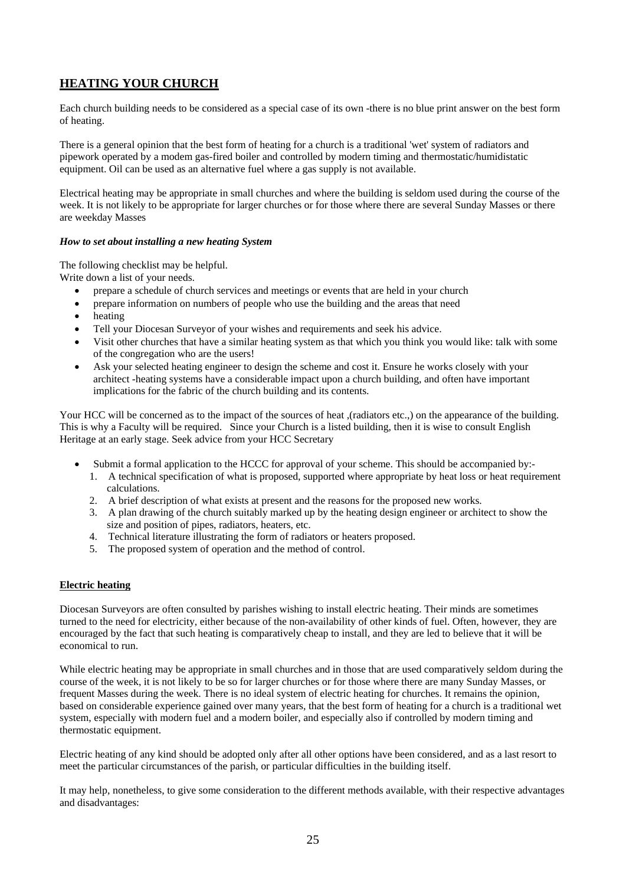## HEATING YOUR CHURCH

Each church building needs to be considered as a special case of its own -there is no blue print answer on the best form of heating.

There is a general opinion that the best form of heating for a church is a traditional 'wet' system of radiators and pipework operated by a modem gas-fired boiler and controlled by modern timing and thermostatic/humidistatic equipment. Oil can be used as an alternative fuel where a gas supply is not available.

Electrical heating may be appropriate in small churches and where the building is seldom used during the course of the week. It is not likely to be appropriate for larger churches or for those where there are several Sunday Masses or there are weekday Masses

***How to set about installing a new heating System***

The following checklist may be helpful.
Write down a list of your needs.

- prepare a schedule of church services and meetings or events that are held in your church
- prepare information on numbers of people who use the building and the areas that need
- heating
- Tell your Diocesan Surveyor of your wishes and requirements and seek his advice.
- Visit other churches that have a similar heating system as that which you think you would like: talk with some of the congregation who are the users!
- Ask your selected heating engineer to design the scheme and cost it. Ensure he works closely with your architect -heating systems have a considerable impact upon a church building, and often have important implications for the fabric of the church building and its contents.

Your HCC will be concerned as to the impact of the sources of heat ,(radiators etc.,) on the appearance of the building. This is why a Faculty will be required. Since your Church is a listed building, then it is wise to consult English Heritage at an early stage. Seek advice from your HCC Secretary

- Submit a formal application to the HCCC for approval of your scheme. This should be accompanied by:-
  1. A technical specification of what is proposed, supported where appropriate by heat loss or heat requirement calculations.
  2. A brief description of what exists at present and the reasons for the proposed new works.
  3. A plan drawing of the church suitably marked up by the heating design engineer or architect to show the size and position of pipes, radiators, heaters, etc.
  4. Technical literature illustrating the form of radiators or heaters proposed.
  5. The proposed system of operation and the method of control.

### Electric heating

Diocesan Surveyors are often consulted by parishes wishing to install electric heating. Their minds are sometimes turned to the need for electricity, either because of the non-availability of other kinds of fuel. Often, however, they are encouraged by the fact that such heating is comparatively cheap to install, and they are led to believe that it will be economical to run.

While electric heating may be appropriate in small churches and in those that are used comparatively seldom during the course of the week, it is not likely to be so for larger churches or for those where there are many Sunday Masses, or frequent Masses during the week. There is no ideal system of electric heating for churches. It remains the opinion, based on considerable experience gained over many years, that the best form of heating for a church is a traditional wet system, especially with modern fuel and a modern boiler, and especially also if controlled by modern timing and thermostatic equipment.

Electric heating of any kind should be adopted only after all other options have been considered, and as a last resort to meet the particular circumstances of the parish, or particular difficulties in the building itself.

It may help, nonetheless, to give some consideration to the different methods available, with their respective advantages and disadvantages: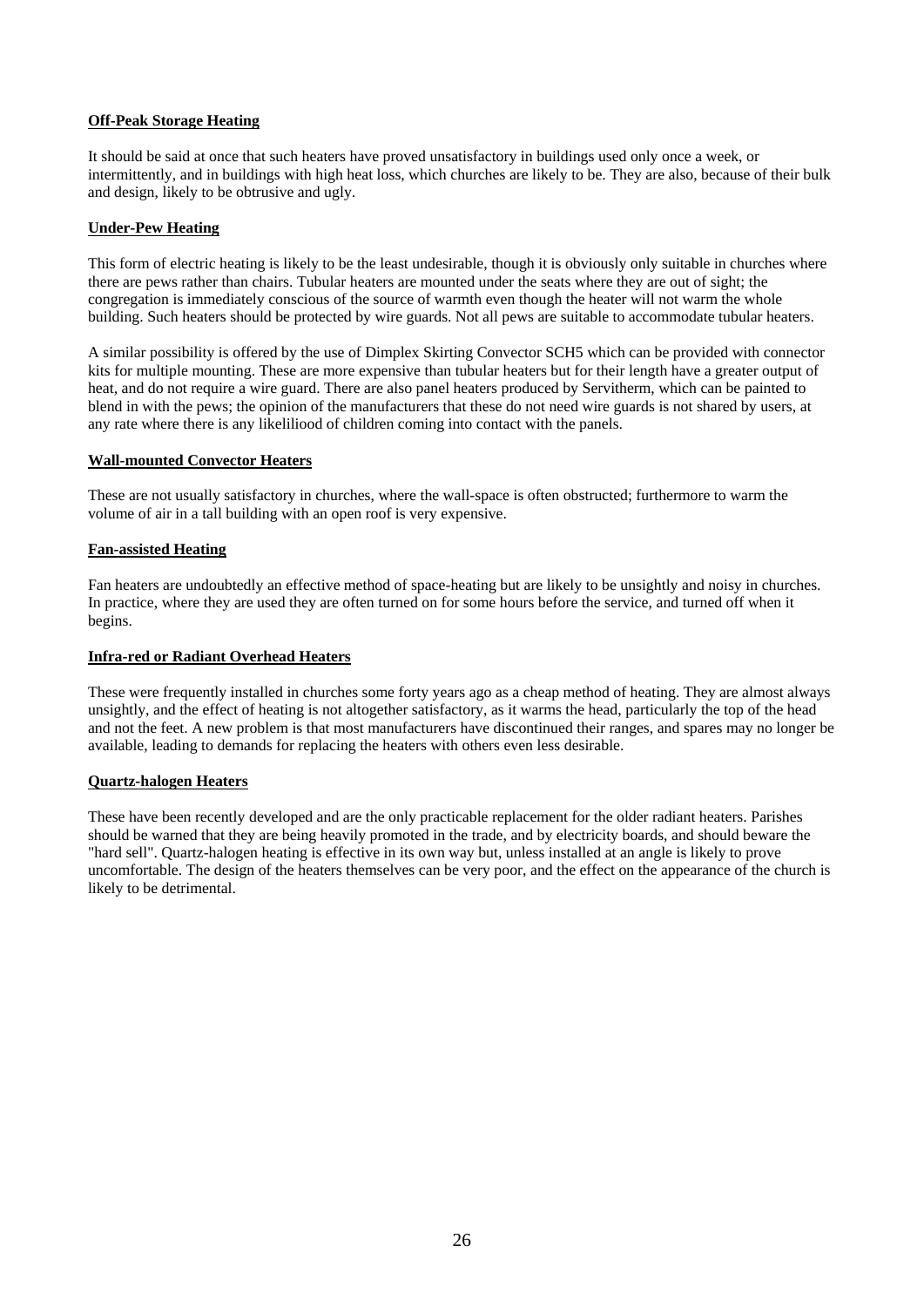**Off-Peak Storage Heating**

It should be said at once that such heaters have proved unsatisfactory in buildings used only once a week, or intermittently, and in buildings with high heat loss, which churches are likely to be. They are also, because of their bulk and design, likely to be obtrusive and ugly.

**Under-Pew Heating**

This form of electric heating is likely to be the least undesirable, though it is obviously only suitable in churches where there are pews rather than chairs. Tubular heaters are mounted under the seats where they are out of sight; the congregation is immediately conscious of the source of warmth even though the heater will not warm the whole building. Such heaters should be protected by wire guards. Not all pews are suitable to accommodate tubular heaters.

A similar possibility is offered by the use of Dimplex Skirting Convector SCH5 which can be provided with connector kits for multiple mounting. These are more expensive than tubular heaters but for their length have a greater output of heat, and do not require a wire guard. There are also panel heaters produced by Servitherm, which can be painted to blend in with the pews; the opinion of the manufacturers that these do not need wire guards is not shared by users, at any rate where there is any likeliliood of children coming into contact with the panels.

**Wall-mounted Convector Heaters**

These are not usually satisfactory in churches, where the wall-space is often obstructed; furthermore to warm the volume of air in a tall building with an open roof is very expensive.

**Fan-assisted Heating**

Fan heaters are undoubtedly an effective method of space-heating but are likely to be unsightly and noisy in churches. In practice, where they are used they are often turned on for some hours before the service, and turned off when it begins.

**Infra-red or Radiant Overhead Heaters**

These were frequently installed in churches some forty years ago as a cheap method of heating. They are almost always unsightly, and the effect of heating is not altogether satisfactory, as it warms the head, particularly the top of the head and not the feet. A new problem is that most manufacturers have discontinued their ranges, and spares may no longer be available, leading to demands for replacing the heaters with others even less desirable.

**Quartz-halogen Heaters**

These have been recently developed and are the only practicable replacement for the older radiant heaters. Parishes should be warned that they are being heavily promoted in the trade, and by electricity boards, and should beware the "hard sell". Quartz-halogen heating is effective in its own way but, unless installed at an angle is likely to prove uncomfortable. The design of the heaters themselves can be very poor, and the effect on the appearance of the church is likely to be detrimental.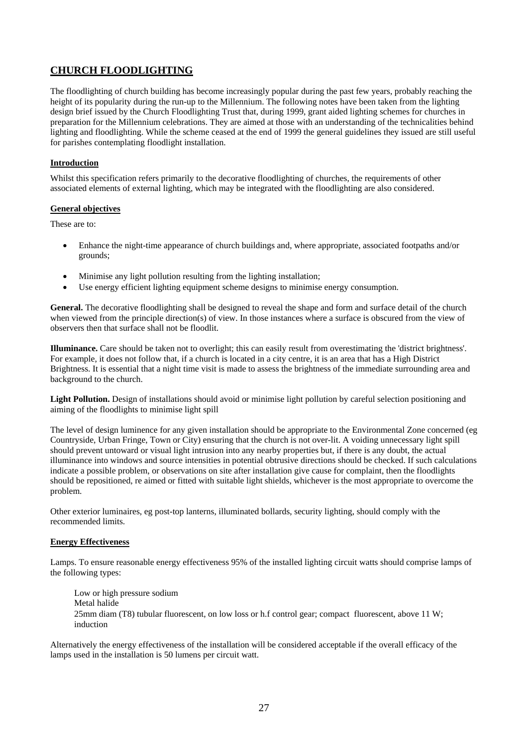## CHURCH FLOODLIGHTING

The floodlighting of church building has become increasingly popular during the past few years, probably reaching the height of its popularity during the run-up to the Millennium. The following notes have been taken from the lighting design brief issued by the Church Floodlighting Trust that, during 1999, grant aided lighting schemes for churches in preparation for the Millennium celebrations. They are aimed at those with an understanding of the technicalities behind lighting and floodlighting. While the scheme ceased at the end of 1999 the general guidelines they issued are still useful for parishes contemplating floodlight installation.

### Introduction

Whilst this specification refers primarily to the decorative floodlighting of churches, the requirements of other associated elements of external lighting, which may be integrated with the floodlighting are also considered.

### General objectives

These are to:

- Enhance the night-time appearance of church buildings and, where appropriate, associated footpaths and/or grounds;
- Minimise any light pollution resulting from the lighting installation;
- Use energy efficient lighting equipment scheme designs to minimise energy consumption.

**General.** The decorative floodlighting shall be designed to reveal the shape and form and surface detail of the church when viewed from the principle direction(s) of view. In those instances where a surface is obscured from the view of observers then that surface shall not be floodlit.

**Illuminance.** Care should be taken not to overlight; this can easily result from overestimating the 'district brightness'. For example, it does not follow that, if a church is located in a city centre, it is an area that has a High District Brightness. It is essential that a night time visit is made to assess the brightness of the immediate surrounding area and background to the church.

**Light Pollution.** Design of installations should avoid or minimise light pollution by careful selection positioning and aiming of the floodlights to minimise light spill

The level of design luminence for any given installation should be appropriate to the Environmental Zone concerned (eg Countryside, Urban Fringe, Town or City) ensuring that the church is not over-lit. A voiding unnecessary light spill should prevent untoward or visual light intrusion into any nearby properties but, if there is any doubt, the actual illuminance into windows and source intensities in potential obtrusive directions should be checked. If such calculations indicate a possible problem, or observations on site after installation give cause for complaint, then the floodlights should be repositioned, re aimed or fitted with suitable light shields, whichever is the most appropriate to overcome the problem.

Other exterior luminaires, eg post-top lanterns, illuminated bollards, security lighting, should comply with the recommended limits.

### Energy Effectiveness

Lamps. To ensure reasonable energy effectiveness 95% of the installed lighting circuit watts should comprise lamps of the following types:

Low or high pressure sodium
Metal halide
25mm diam (T8) tubular fluorescent, on low loss or h.f control gear; compact fluorescent, above 11 W; induction

Alternatively the energy effectiveness of the installation will be considered acceptable if the overall efficacy of the lamps used in the installation is 50 lumens per circuit watt.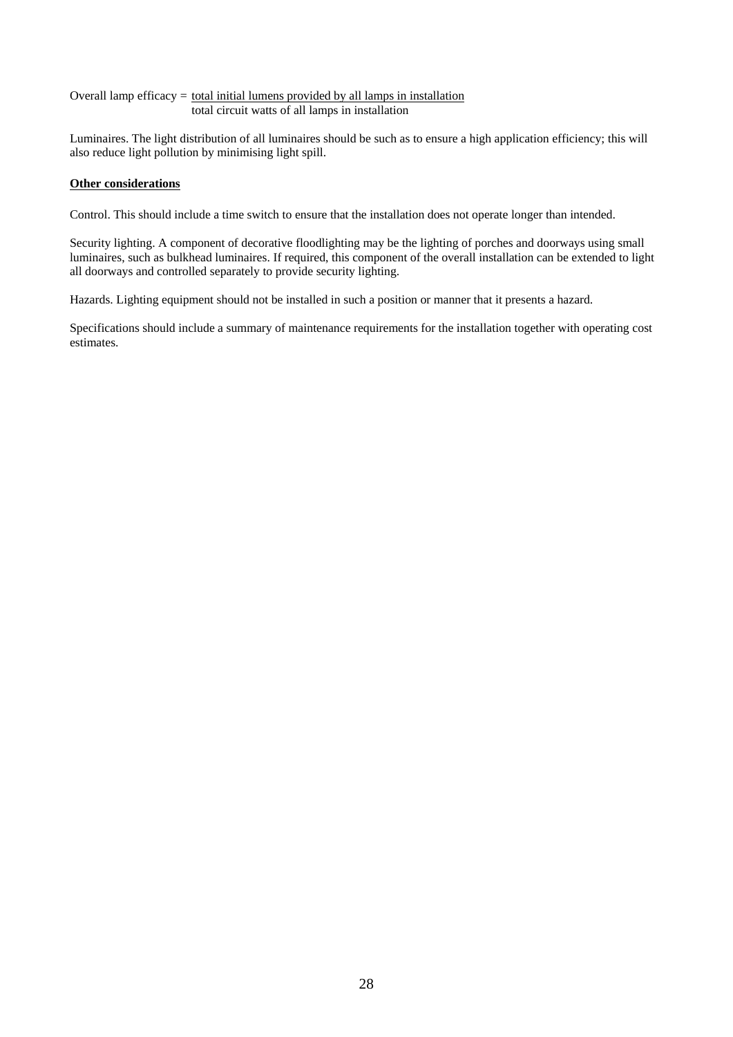$$\text{Overall lamp efficacy} = \frac{\text{total initial lumens provided by all lamps in installation}}{\text{total circuit watts of all lamps in installation}}$$

Luminaires. The light distribution of all luminaires should be such as to ensure a high application efficiency; this will also reduce light pollution by minimising light spill.

**Other considerations**

Control. This should include a time switch to ensure that the installation does not operate longer than intended.

Security lighting. A component of decorative floodlighting may be the lighting of porches and doorways using small luminaires, such as bulkhead luminaires. If required, this component of the overall installation can be extended to light all doorways and controlled separately to provide security lighting.

Hazards. Lighting equipment should not be installed in such a position or manner that it presents a hazard.

Specifications should include a summary of maintenance requirements for the installation together with operating cost estimates.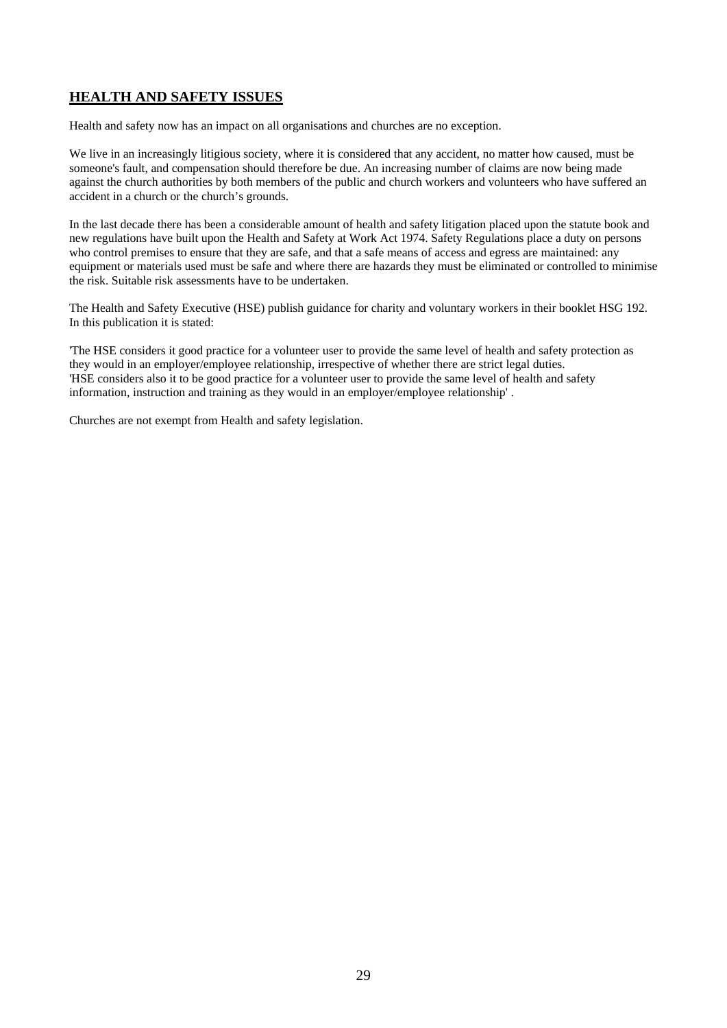## **HEALTH AND SAFETY ISSUES**

Health and safety now has an impact on all organisations and churches are no exception.

We live in an increasingly litigious society, where it is considered that any accident, no matter how caused, must be someone's fault, and compensation should therefore be due. An increasing number of claims are now being made against the church authorities by both members of the public and church workers and volunteers who have suffered an accident in a church or the church's grounds.

In the last decade there has been a considerable amount of health and safety litigation placed upon the statute book and new regulations have built upon the Health and Safety at Work Act 1974. Safety Regulations place a duty on persons who control premises to ensure that they are safe, and that a safe means of access and egress are maintained: any equipment or materials used must be safe and where there are hazards they must be eliminated or controlled to minimise the risk. Suitable risk assessments have to be undertaken.

The Health and Safety Executive (HSE) publish guidance for charity and voluntary workers in their booklet HSG 192. In this publication it is stated:

'The HSE considers it good practice for a volunteer user to provide the same level of health and safety protection as they would in an employer/employee relationship, irrespective of whether there are strict legal duties.
'HSE considers also it to be good practice for a volunteer user to provide the same level of health and safety information, instruction and training as they would in an employer/employee relationship' .

Churches are not exempt from Health and safety legislation.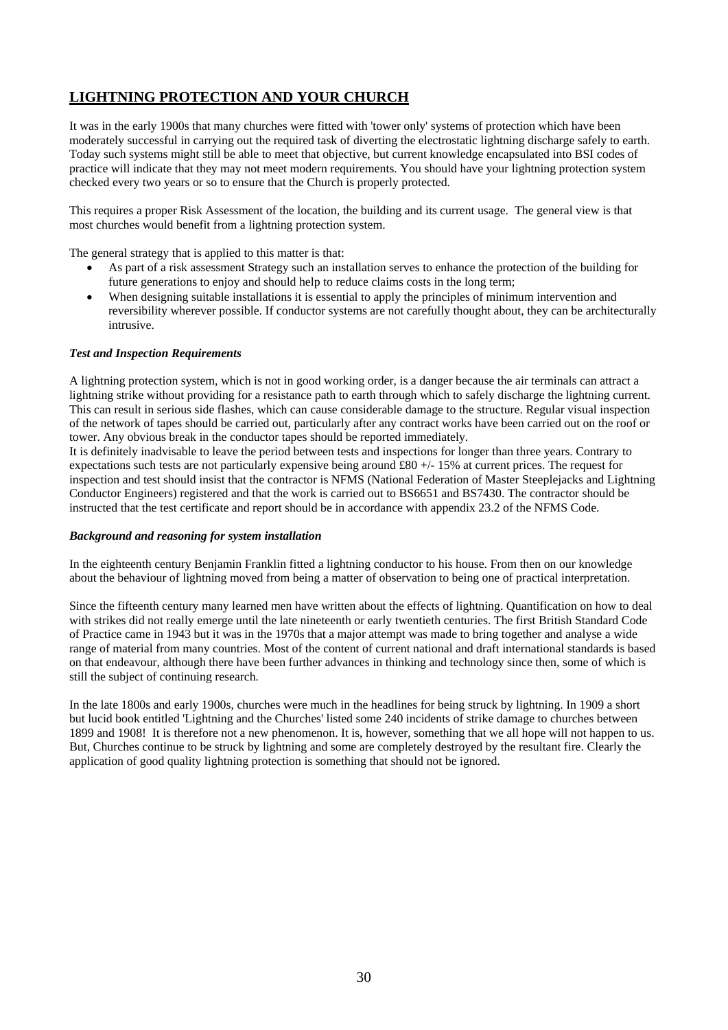## LIGHTNING PROTECTION AND YOUR CHURCH

It was in the early 1900s that many churches were fitted with 'tower only' systems of protection which have been moderately successful in carrying out the required task of diverting the electrostatic lightning discharge safely to earth. Today such systems might still be able to meet that objective, but current knowledge encapsulated into BSI codes of practice will indicate that they may not meet modern requirements. You should have your lightning protection system checked every two years or so to ensure that the Church is properly protected.

This requires a proper Risk Assessment of the location, the building and its current usage. The general view is that most churches would benefit from a lightning protection system.

The general strategy that is applied to this matter is that:

- As part of a risk assessment Strategy such an installation serves to enhance the protection of the building for future generations to enjoy and should help to reduce claims costs in the long term;
- When designing suitable installations it is essential to apply the principles of minimum intervention and reversibility wherever possible. If conductor systems are not carefully thought about, they can be architecturally intrusive.

### *Test and Inspection Requirements*

A lightning protection system, which is not in good working order, is a danger because the air terminals can attract a lightning strike without providing for a resistance path to earth through which to safely discharge the lightning current. This can result in serious side flashes, which can cause considerable damage to the structure. Regular visual inspection of the network of tapes should be carried out, particularly after any contract works have been carried out on the roof or tower. Any obvious break in the conductor tapes should be reported immediately.

It is definitely inadvisable to leave the period between tests and inspections for longer than three years. Contrary to expectations such tests are not particularly expensive being around £80 +/- 15% at current prices. The request for inspection and test should insist that the contractor is NFMS (National Federation of Master Steeplejacks and Lightning Conductor Engineers) registered and that the work is carried out to BS6651 and BS7430. The contractor should be instructed that the test certificate and report should be in accordance with appendix 23.2 of the NFMS Code.

### *Background and reasoning for system installation*

In the eighteenth century Benjamin Franklin fitted a lightning conductor to his house. From then on our knowledge about the behaviour of lightning moved from being a matter of observation to being one of practical interpretation.

Since the fifteenth century many learned men have written about the effects of lightning. Quantification on how to deal with strikes did not really emerge until the late nineteenth or early twentieth centuries. The first British Standard Code of Practice came in 1943 but it was in the 1970s that a major attempt was made to bring together and analyse a wide range of material from many countries. Most of the content of current national and draft international standards is based on that endeavour, although there have been further advances in thinking and technology since then, some of which is still the subject of continuing research.

In the late 1800s and early 1900s, churches were much in the headlines for being struck by lightning. In 1909 a short but lucid book entitled 'Lightning and the Churches' listed some 240 incidents of strike damage to churches between 1899 and 1908! It is therefore not a new phenomenon. It is, however, something that we all hope will not happen to us. But, Churches continue to be struck by lightning and some are completely destroyed by the resultant fire. Clearly the application of good quality lightning protection is something that should not be ignored.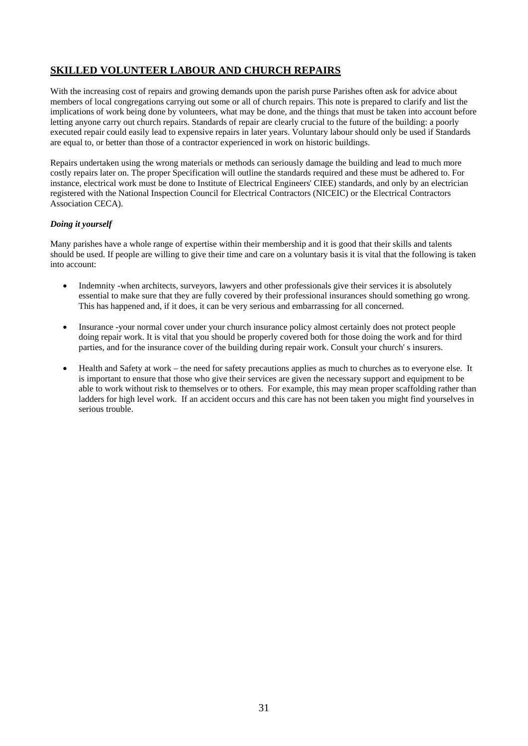## SKILLED VOLUNTEER LABOUR AND CHURCH REPAIRS

With the increasing cost of repairs and growing demands upon the parish purse Parishes often ask for advice about members of local congregations carrying out some or all of church repairs. This note is prepared to clarify and list the implications of work being done by volunteers, what may be done, and the things that must be taken into account before letting anyone carry out church repairs. Standards of repair are clearly crucial to the future of the building: a poorly executed repair could easily lead to expensive repairs in later years. Voluntary labour should only be used if Standards are equal to, or better than those of a contractor experienced in work on historic buildings.

Repairs undertaken using the wrong materials or methods can seriously damage the building and lead to much more costly repairs later on. The proper Specification will outline the standards required and these must be adhered to. For instance, electrical work must be done to Institute of Electrical Engineers' CIEE) standards, and only by an electrician registered with the National Inspection Council for Electrical Contractors (NICEIC) or the Electrical Contractors Association CECA).

***Doing it yourself***

Many parishes have a whole range of expertise within their membership and it is good that their skills and talents should be used. If people are willing to give their time and care on a voluntary basis it is vital that the following is taken into account:

- Indemnity -when architects, surveyors, lawyers and other professionals give their services it is absolutely essential to make sure that they are fully covered by their professional insurances should something go wrong. This has happened and, if it does, it can be very serious and embarrassing for all concerned.

- Insurance -your normal cover under your church insurance policy almost certainly does not protect people doing repair work. It is vital that you should be properly covered both for those doing the work and for third parties, and for the insurance cover of the building during repair work. Consult your church' s insurers.

- Health and Safety at work – the need for safety precautions applies as much to churches as to everyone else. It is important to ensure that those who give their services are given the necessary support and equipment to be able to work without risk to themselves or to others. For example, this may mean proper scaffolding rather than ladders for high level work. If an accident occurs and this care has not been taken you might find yourselves in serious trouble.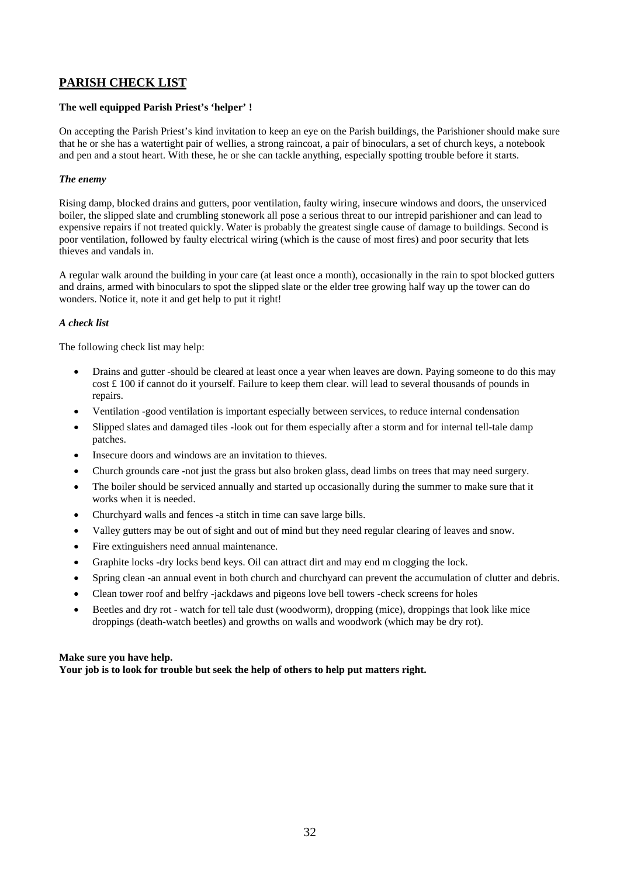## PARISH CHECK LIST

**The well equipped Parish Priest's 'helper' !**

On accepting the Parish Priest's kind invitation to keep an eye on the Parish buildings, the Parishioner should make sure that he or she has a watertight pair of wellies, a strong raincoat, a pair of binoculars, a set of church keys, a notebook and pen and a stout heart. With these, he or she can tackle anything, especially spotting trouble before it starts.

***The enemy***

Rising damp, blocked drains and gutters, poor ventilation, faulty wiring, insecure windows and doors, the unserviced boiler, the slipped slate and crumbling stonework all pose a serious threat to our intrepid parishioner and can lead to expensive repairs if not treated quickly. Water is probably the greatest single cause of damage to buildings. Second is poor ventilation, followed by faulty electrical wiring (which is the cause of most fires) and poor security that lets thieves and vandals in.

A regular walk around the building in your care (at least once a month), occasionally in the rain to spot blocked gutters and drains, armed with binoculars to spot the slipped slate or the elder tree growing half way up the tower can do wonders. Notice it, note it and get help to put it right!

***A check list***

The following check list may help:

- Drains and gutter -should be cleared at least once a year when leaves are down. Paying someone to do this may cost £ 100 if cannot do it yourself. Failure to keep them clear. will lead to several thousands of pounds in repairs.
- Ventilation -good ventilation is important especially between services, to reduce internal condensation
- Slipped slates and damaged tiles -look out for them especially after a storm and for internal tell-tale damp patches.
- Insecure doors and windows are an invitation to thieves.
- Church grounds care -not just the grass but also broken glass, dead limbs on trees that may need surgery.
- The boiler should be serviced annually and started up occasionally during the summer to make sure that it works when it is needed.
- Churchyard walls and fences -a stitch in time can save large bills.
- Valley gutters may be out of sight and out of mind but they need regular clearing of leaves and snow.
- Fire extinguishers need annual maintenance.
- Graphite locks -dry locks bend keys. Oil can attract dirt and may end m clogging the lock.
- Spring clean -an annual event in both church and churchyard can prevent the accumulation of clutter and debris.
- Clean tower roof and belfry -jackdaws and pigeons love bell towers -check screens for holes
- Beetles and dry rot - watch for tell tale dust (woodworm), dropping (mice), droppings that look like mice droppings (death-watch beetles) and growths on walls and woodwork (which may be dry rot).

**Make sure you have help.**
**Your job is to look for trouble but seek the help of others to help put matters right.**